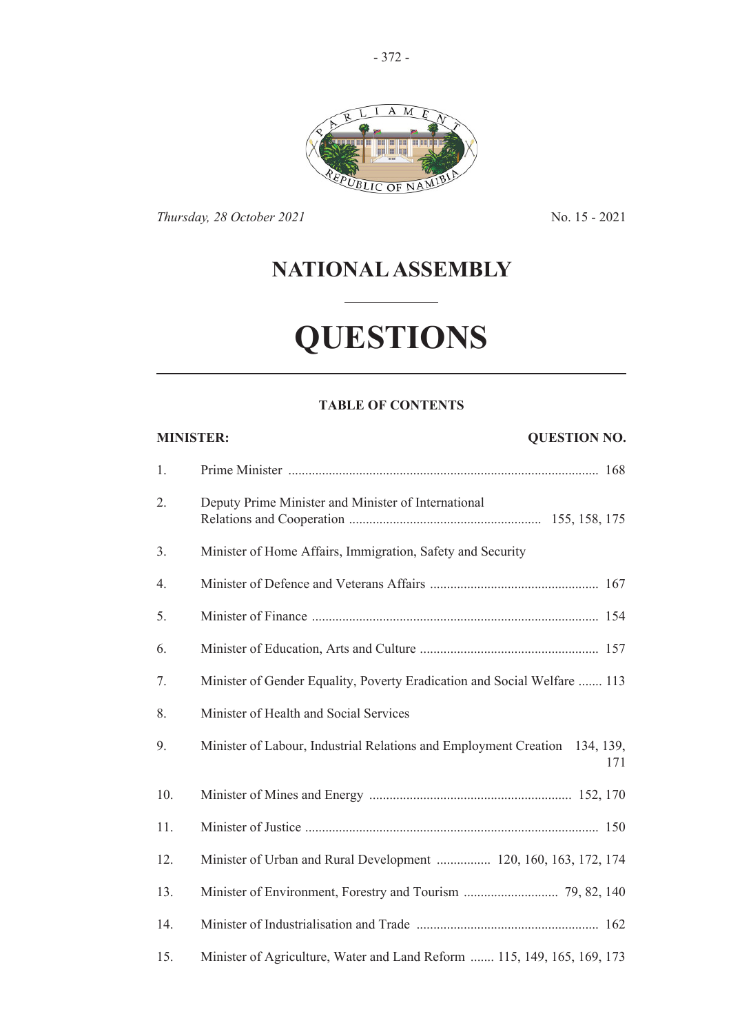*Thursday, 28 October 2021*　　　　No. 15 - 2021

# NATIONAL ASSEMBLY

# QUESTIONS

**TABLE OF CONTENTS**

| | **MINISTER:** | **QUESTION NO.** |
|---|---|---|
| 1. | Prime Minister | 168 |
| 2. | Deputy Prime Minister and Minister of International Relations and Cooperation | 155, 158, 175 |
| 3. | Minister of Home Affairs, Immigration, Safety and Security | |
| 4. | Minister of Defence and Veterans Affairs | 167 |
| 5. | Minister of Finance | 154 |
| 6. | Minister of Education, Arts and Culture | 157 |
| 7. | Minister of Gender Equality, Poverty Eradication and Social Welfare | 113 |
| 8. | Minister of Health and Social Services | |
| 9. | Minister of Labour, Industrial Relations and Employment Creation | 134, 139, 171 |
| 10. | Minister of Mines and Energy | 152, 170 |
| 11. | Minister of Justice | 150 |
| 12. | Minister of Urban and Rural Development | 120, 160, 163, 172, 174 |
| 13. | Minister of Environment, Forestry and Tourism | 79, 82, 140 |
| 14. | Minister of Industrialisation and Trade | 162 |
| 15. | Minister of Agriculture, Water and Land Reform | 115, 149, 165, 169, 173 |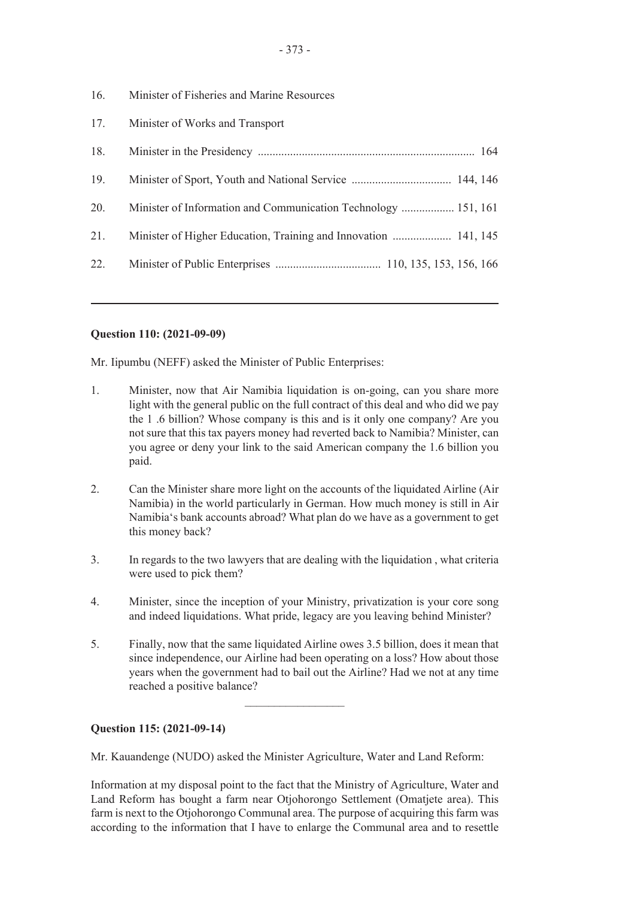16. Minister of Fisheries and Marine Resources

17. Minister of Works and Transport

18. Minister in the Presidency ......................................................................... 164

19. Minister of Sport, Youth and National Service .................................. 144, 146

20. Minister of Information and Communication Technology .................. 151, 161

21. Minister of Higher Education, Training and Innovation .................... 141, 145

22. Minister of Public Enterprises .................................... 110, 135, 153, 156, 166

---

**Question 110: (2021-09-09)**

Mr. Iipumbu (NEFF) asked the Minister of Public Enterprises:

1. Minister, now that Air Namibia liquidation is on-going, can you share more light with the general public on the full contract of this deal and who did we pay the 1 .6 billion? Whose company is this and is it only one company? Are you not sure that this tax payers money had reverted back to Namibia? Minister, can you agree or deny your link to the said American company the 1.6 billion you paid.

2. Can the Minister share more light on the accounts of the liquidated Airline (Air Namibia) in the world particularly in German. How much money is still in Air Namibia's bank accounts abroad? What plan do we have as a government to get this money back?

3. In regards to the two lawyers that are dealing with the liquidation , what criteria were used to pick them?

4. Minister, since the inception of your Ministry, privatization is your core song and indeed liquidations. What pride, legacy are you leaving behind Minister?

5. Finally, now that the same liquidated Airline owes 3.5 billion, does it mean that since independence, our Airline had been operating on a loss? How about those years when the government had to bail out the Airline? Had we not at any time reached a positive balance?

---

**Question 115: (2021-09-14)**

Mr. Kauandenge (NUDO) asked the Minister Agriculture, Water and Land Reform:

Information at my disposal point to the fact that the Ministry of Agriculture, Water and Land Reform has bought a farm near Otjohorongo Settlement (Omatjete area). This farm is next to the Otjohorongo Communal area. The purpose of acquiring this farm was according to the information that I have to enlarge the Communal area and to resettle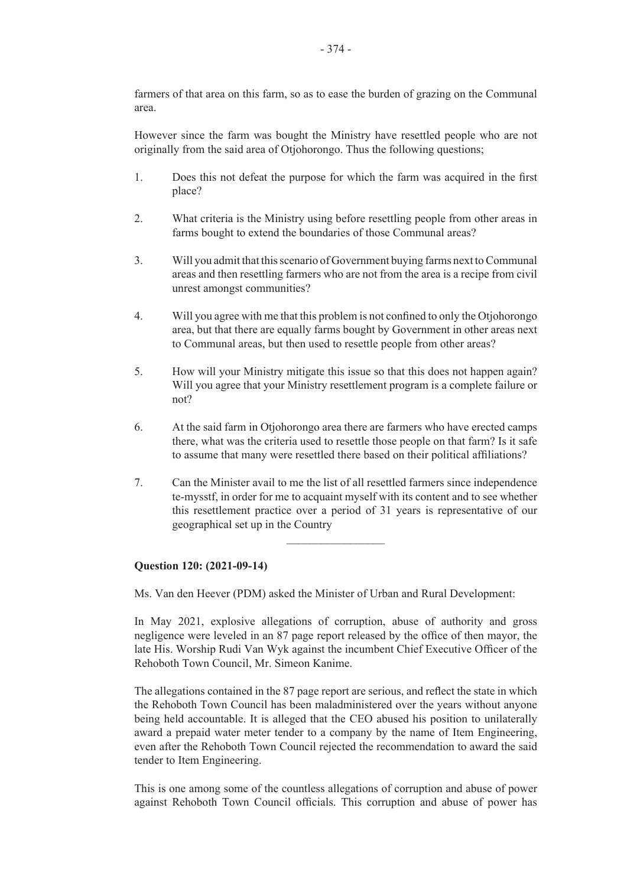farmers of that area on this farm, so as to ease the burden of grazing on the Communal area.

However since the farm was bought the Ministry have resettled people who are not originally from the said area of Otjohorongo. Thus the following questions;

1. Does this not defeat the purpose for which the farm was acquired in the first place?

2. What criteria is the Ministry using before resettling people from other areas in farms bought to extend the boundaries of those Communal areas?

3. Will you admit that this scenario of Government buying farms next to Communal areas and then resettling farmers who are not from the area is a recipe from civil unrest amongst communities?

4. Will you agree with me that this problem is not confined to only the Otjohorongo area, but that there are equally farms bought by Government in other areas next to Communal areas, but then used to resettle people from other areas?

5. How will your Ministry mitigate this issue so that this does not happen again? Will you agree that your Ministry resettlement program is a complete failure or not?

6. At the said farm in Otjohorongo area there are farmers who have erected camps there, what was the criteria used to resettle those people on that farm? Is it safe to assume that many were resettled there based on their political affiliations?

7. Can the Minister avail to me the list of all resettled farmers since independence te-mysstf, in order for me to acquaint myself with its content and to see whether this resettlement practice over a period of 31 years is representative of our geographical set up in the Country

---

**Question 120: (2021-09-14)**

Ms. Van den Heever (PDM) asked the Minister of Urban and Rural Development:

In May 2021, explosive allegations of corruption, abuse of authority and gross negligence were leveled in an 87 page report released by the office of then mayor, the late His. Worship Rudi Van Wyk against the incumbent Chief Executive Officer of the Rehoboth Town Council, Mr. Simeon Kanime.

The allegations contained in the 87 page report are serious, and reflect the state in which the Rehoboth Town Council has been maladministered over the years without anyone being held accountable. It is alleged that the CEO abused his position to unilaterally award a prepaid water meter tender to a company by the name of Item Engineering, even after the Rehoboth Town Council rejected the recommendation to award the said tender to Item Engineering.

This is one among some of the countless allegations of corruption and abuse of power against Rehoboth Town Council officials. This corruption and abuse of power has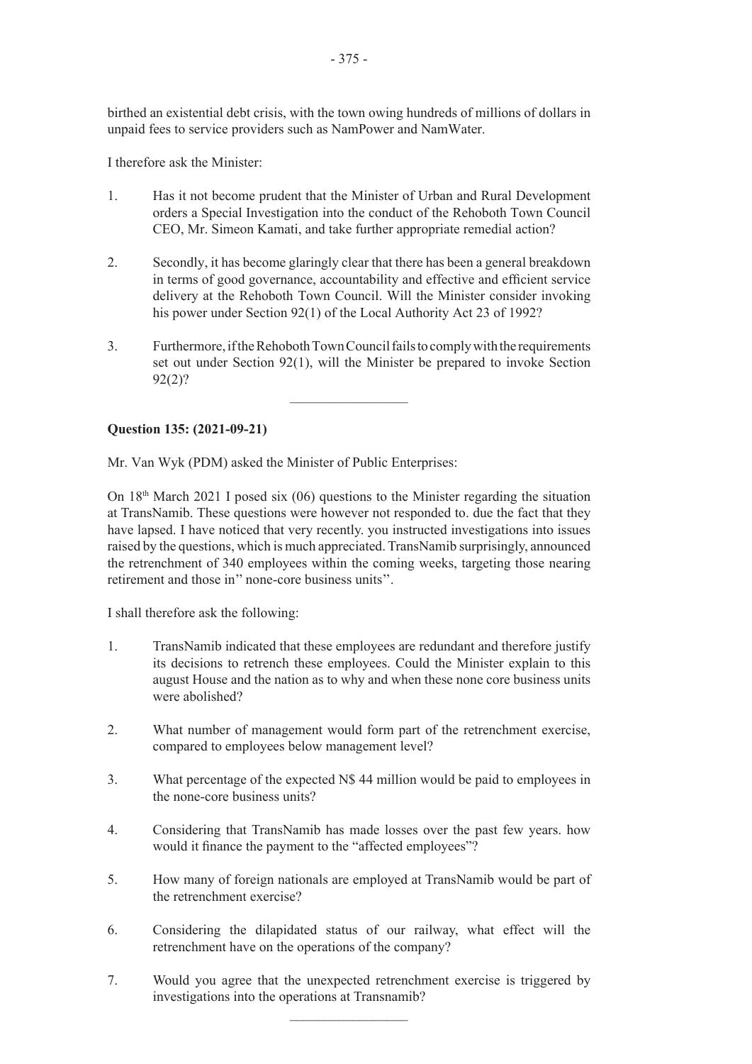birthed an existential debt crisis, with the town owing hundreds of millions of dollars in unpaid fees to service providers such as NamPower and NamWater.

I therefore ask the Minister:

1. Has it not become prudent that the Minister of Urban and Rural Development orders a Special Investigation into the conduct of the Rehoboth Town Council CEO, Mr. Simeon Kamati, and take further appropriate remedial action?

2. Secondly, it has become glaringly clear that there has been a general breakdown in terms of good governance, accountability and effective and efficient service delivery at the Rehoboth Town Council. Will the Minister consider invoking his power under Section 92(1) of the Local Authority Act 23 of 1992?

3. Furthermore, if the Rehoboth Town Council fails to comply with the requirements set out under Section 92(1), will the Minister be prepared to invoke Section 92(2)?

---

**Question 135: (2021-09-21)**

Mr. Van Wyk (PDM) asked the Minister of Public Enterprises:

On 18th March 2021 I posed six (06) questions to the Minister regarding the situation at TransNamib. These questions were however not responded to. due the fact that they have lapsed. I have noticed that very recently. you instructed investigations into issues raised by the questions, which is much appreciated. TransNamib surprisingly, announced the retrenchment of 340 employees within the coming weeks, targeting those nearing retirement and those in'' none-core business units''.

I shall therefore ask the following:

1. TransNamib indicated that these employees are redundant and therefore justify its decisions to retrench these employees. Could the Minister explain to this august House and the nation as to why and when these none core business units were abolished?

2. What number of management would form part of the retrenchment exercise, compared to employees below management level?

3. What percentage of the expected N$ 44 million would be paid to employees in the none-core business units?

4. Considering that TransNamib has made losses over the past few years. how would it finance the payment to the "affected employees"?

5. How many of foreign nationals are employed at TransNamib would be part of the retrenchment exercise?

6. Considering the dilapidated status of our railway, what effect will the retrenchment have on the operations of the company?

7. Would you agree that the unexpected retrenchment exercise is triggered by investigations into the operations at Transnamib?

---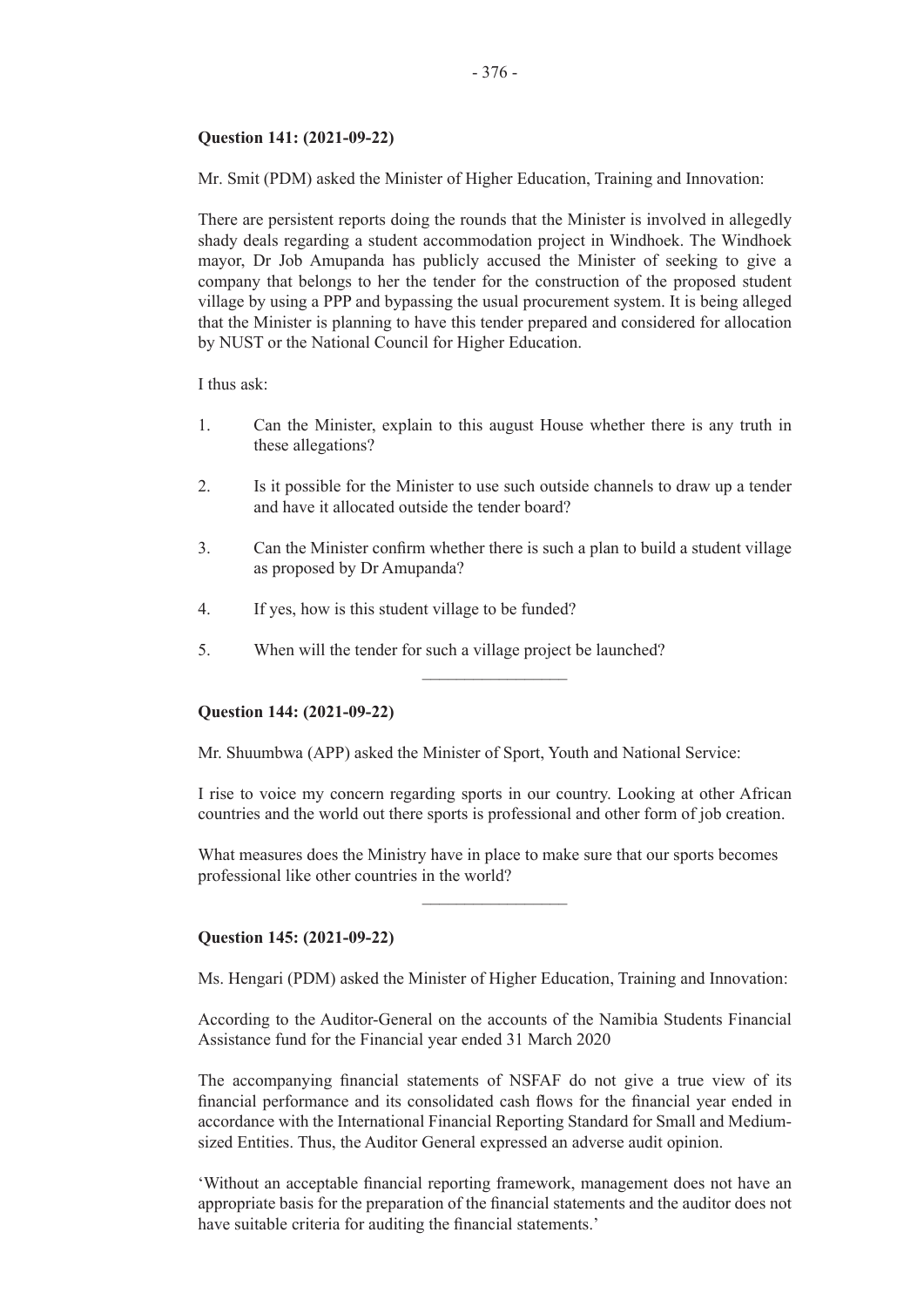**Question 141: (2021-09-22)**

Mr. Smit (PDM) asked the Minister of Higher Education, Training and Innovation:

There are persistent reports doing the rounds that the Minister is involved in allegedly shady deals regarding a student accommodation project in Windhoek. The Windhoek mayor, Dr Job Amupanda has publicly accused the Minister of seeking to give a company that belongs to her the tender for the construction of the proposed student village by using a PPP and bypassing the usual procurement system. It is being alleged that the Minister is planning to have this tender prepared and considered for allocation by NUST or the National Council for Higher Education.

I thus ask:

1. Can the Minister, explain to this august House whether there is any truth in these allegations?

2. Is it possible for the Minister to use such outside channels to draw up a tender and have it allocated outside the tender board?

3. Can the Minister confirm whether there is such a plan to build a student village as proposed by Dr Amupanda?

4. If yes, how is this student village to be funded?

5. When will the tender for such a village project be launched?

---

**Question 144: (2021-09-22)**

Mr. Shuumbwa (APP) asked the Minister of Sport, Youth and National Service:

I rise to voice my concern regarding sports in our country. Looking at other African countries and the world out there sports is professional and other form of job creation.

What measures does the Ministry have in place to make sure that our sports becomes professional like other countries in the world?

---

**Question 145: (2021-09-22)**

Ms. Hengari (PDM) asked the Minister of Higher Education, Training and Innovation:

According to the Auditor-General on the accounts of the Namibia Students Financial Assistance fund for the Financial year ended 31 March 2020

The accompanying financial statements of NSFAF do not give a true view of its financial performance and its consolidated cash flows for the financial year ended in accordance with the International Financial Reporting Standard for Small and Medium-sized Entities. Thus, the Auditor General expressed an adverse audit opinion.

'Without an acceptable financial reporting framework, management does not have an appropriate basis for the preparation of the financial statements and the auditor does not have suitable criteria for auditing the financial statements.'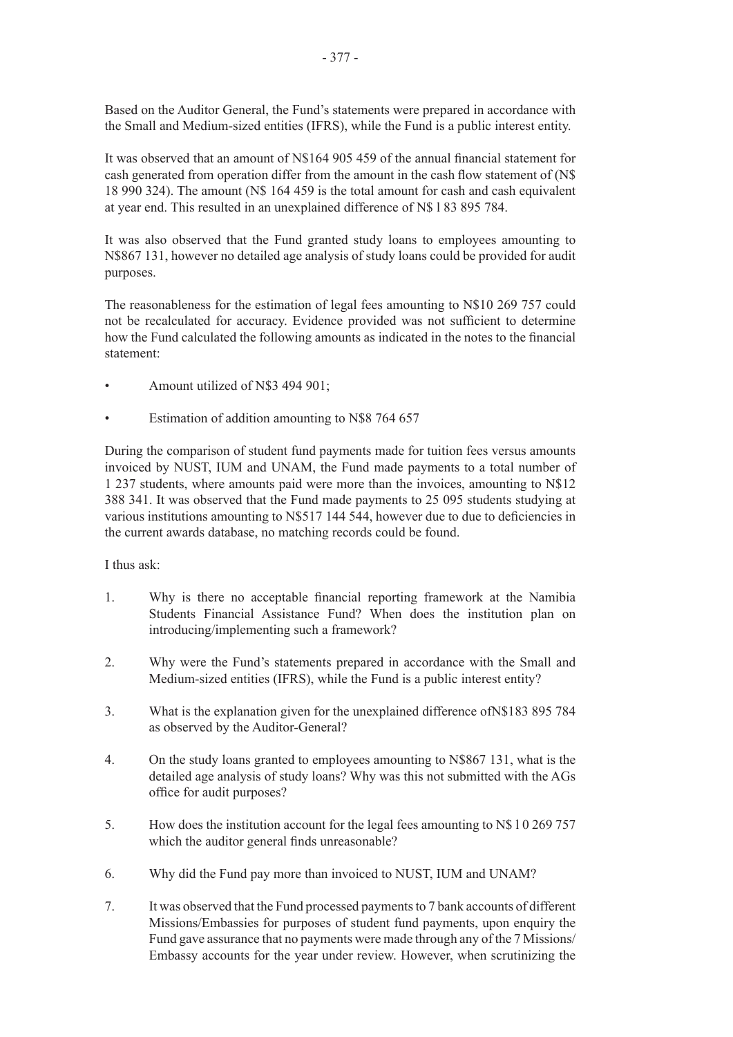Based on the Auditor General, the Fund's statements were prepared in accordance with the Small and Medium-sized entities (IFRS), while the Fund is a public interest entity.

It was observed that an amount of N$164 905 459 of the annual financial statement for cash generated from operation differ from the amount in the cash flow statement of (N$ 18 990 324). The amount (N$ 164 459 is the total amount for cash and cash equivalent at year end. This resulted in an unexplained difference of N$ l 83 895 784.

It was also observed that the Fund granted study loans to employees amounting to N$867 131, however no detailed age analysis of study loans could be provided for audit purposes.

The reasonableness for the estimation of legal fees amounting to N$10 269 757 could not be recalculated for accuracy. Evidence provided was not sufficient to determine how the Fund calculated the following amounts as indicated in the notes to the financial statement:

- Amount utilized of N$3 494 901;
- Estimation of addition amounting to N$8 764 657

During the comparison of student fund payments made for tuition fees versus amounts invoiced by NUST, IUM and UNAM, the Fund made payments to a total number of 1 237 students, where amounts paid were more than the invoices, amounting to N$12 388 341. It was observed that the Fund made payments to 25 095 students studying at various institutions amounting to N$517 144 544, however due to due to deficiencies in the current awards database, no matching records could be found.

I thus ask:

1. Why is there no acceptable financial reporting framework at the Namibia Students Financial Assistance Fund? When does the institution plan on introducing/implementing such a framework?
2. Why were the Fund's statements prepared in accordance with the Small and Medium-sized entities (IFRS), while the Fund is a public interest entity?
3. What is the explanation given for the unexplained difference ofN$183 895 784 as observed by the Auditor-General?
4. On the study loans granted to employees amounting to N$867 131, what is the detailed age analysis of study loans? Why was this not submitted with the AGs office for audit purposes?
5. How does the institution account for the legal fees amounting to N$ l 0 269 757 which the auditor general finds unreasonable?
6. Why did the Fund pay more than invoiced to NUST, IUM and UNAM?
7. It was observed that the Fund processed payments to 7 bank accounts of different Missions/Embassies for purposes of student fund payments, upon enquiry the Fund gave assurance that no payments were made through any of the 7 Missions/ Embassy accounts for the year under review. However, when scrutinizing the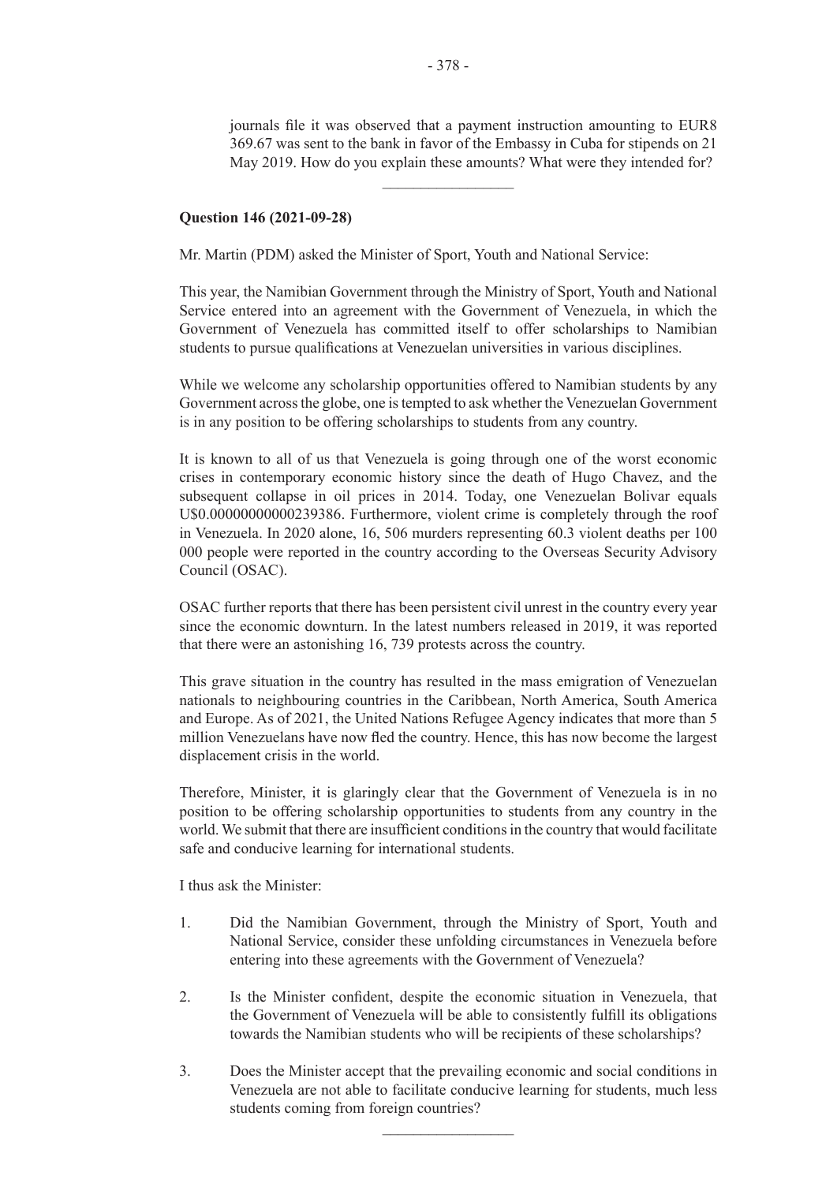journals file it was observed that a payment instruction amounting to EUR8 369.67 was sent to the bank in favor of the Embassy in Cuba for stipends on 21 May 2019. How do you explain these amounts? What were they intended for?

---

**Question 146 (2021-09-28)**

Mr. Martin (PDM) asked the Minister of Sport, Youth and National Service:

This year, the Namibian Government through the Ministry of Sport, Youth and National Service entered into an agreement with the Government of Venezuela, in which the Government of Venezuela has committed itself to offer scholarships to Namibian students to pursue qualifications at Venezuelan universities in various disciplines.

While we welcome any scholarship opportunities offered to Namibian students by any Government across the globe, one is tempted to ask whether the Venezuelan Government is in any position to be offering scholarships to students from any country.

It is known to all of us that Venezuela is going through one of the worst economic crises in contemporary economic history since the death of Hugo Chavez, and the subsequent collapse in oil prices in 2014. Today, one Venezuelan Bolivar equals U$0.00000000000239386. Furthermore, violent crime is completely through the roof in Venezuela. In 2020 alone, 16, 506 murders representing 60.3 violent deaths per 100 000 people were reported in the country according to the Overseas Security Advisory Council (OSAC).

OSAC further reports that there has been persistent civil unrest in the country every year since the economic downturn. In the latest numbers released in 2019, it was reported that there were an astonishing 16, 739 protests across the country.

This grave situation in the country has resulted in the mass emigration of Venezuelan nationals to neighbouring countries in the Caribbean, North America, South America and Europe. As of 2021, the United Nations Refugee Agency indicates that more than 5 million Venezuelans have now fled the country. Hence, this has now become the largest displacement crisis in the world.

Therefore, Minister, it is glaringly clear that the Government of Venezuela is in no position to be offering scholarship opportunities to students from any country in the world. We submit that there are insufficient conditions in the country that would facilitate safe and conducive learning for international students.

I thus ask the Minister:

1. Did the Namibian Government, through the Ministry of Sport, Youth and National Service, consider these unfolding circumstances in Venezuela before entering into these agreements with the Government of Venezuela?

2. Is the Minister confident, despite the economic situation in Venezuela, that the Government of Venezuela will be able to consistently fulfill its obligations towards the Namibian students who will be recipients of these scholarships?

3. Does the Minister accept that the prevailing economic and social conditions in Venezuela are not able to facilitate conducive learning for students, much less students coming from foreign countries?

---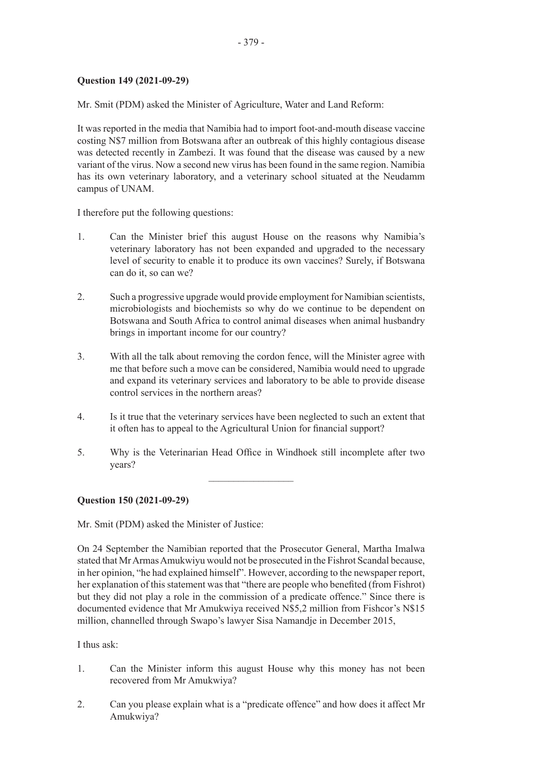**Question 149 (2021-09-29)**

Mr. Smit (PDM) asked the Minister of Agriculture, Water and Land Reform:

It was reported in the media that Namibia had to import foot-and-mouth disease vaccine costing N$7 million from Botswana after an outbreak of this highly contagious disease was detected recently in Zambezi. It was found that the disease was caused by a new variant of the virus. Now a second new virus has been found in the same region. Namibia has its own veterinary laboratory, and a veterinary school situated at the Neudamm campus of UNAM.

I therefore put the following questions:

1. Can the Minister brief this august House on the reasons why Namibia's veterinary laboratory has not been expanded and upgraded to the necessary level of security to enable it to produce its own vaccines? Surely, if Botswana can do it, so can we?

2. Such a progressive upgrade would provide employment for Namibian scientists, microbiologists and biochemists so why do we continue to be dependent on Botswana and South Africa to control animal diseases when animal husbandry brings in important income for our country?

3. With all the talk about removing the cordon fence, will the Minister agree with me that before such a move can be considered, Namibia would need to upgrade and expand its veterinary services and laboratory to be able to provide disease control services in the northern areas?

4. Is it true that the veterinary services have been neglected to such an extent that it often has to appeal to the Agricultural Union for financial support?

5. Why is the Veterinarian Head Office in Windhoek still incomplete after two years?

---

**Question 150 (2021-09-29)**

Mr. Smit (PDM) asked the Minister of Justice:

On 24 September the Namibian reported that the Prosecutor General, Martha Imalwa stated that Mr Armas Amukwiyu would not be prosecuted in the Fishrot Scandal because, in her opinion, "he had explained himself". However, according to the newspaper report, her explanation of this statement was that "there are people who benefited (from Fishrot) but they did not play a role in the commission of a predicate offence." Since there is documented evidence that Mr Amukwiya received N$5,2 million from Fishcor's N$15 million, channelled through Swapo's lawyer Sisa Namandje in December 2015,

I thus ask:

1. Can the Minister inform this august House why this money has not been recovered from Mr Amukwiya?

2. Can you please explain what is a "predicate offence" and how does it affect Mr Amukwiya?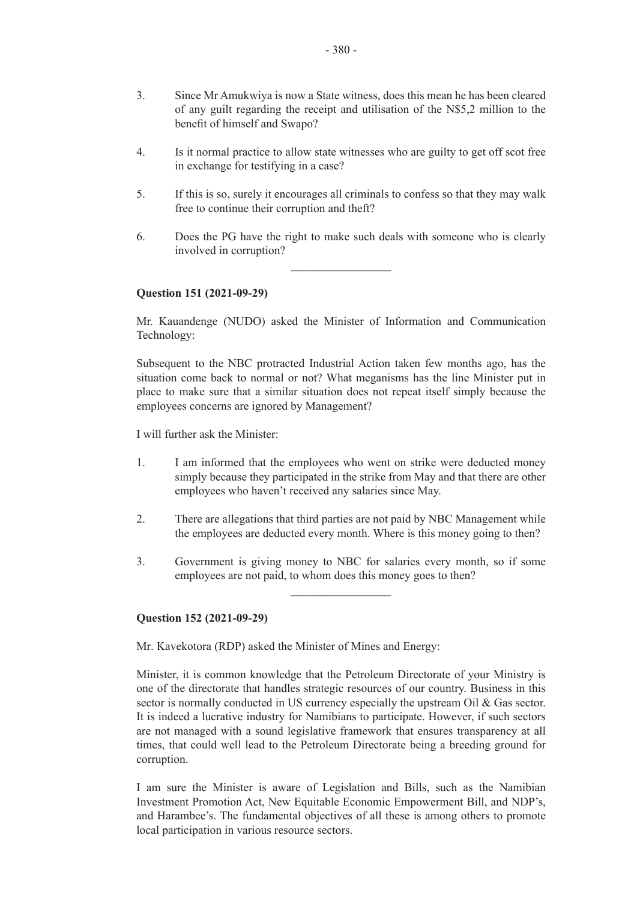3. Since Mr Amukwiya is now a State witness, does this mean he has been cleared of any guilt regarding the receipt and utilisation of the N$5,2 million to the benefit of himself and Swapo?

4. Is it normal practice to allow state witnesses who are guilty to get off scot free in exchange for testifying in a case?

5. If this is so, surely it encourages all criminals to confess so that they may walk free to continue their corruption and theft?

6. Does the PG have the right to make such deals with someone who is clearly involved in corruption?

---

**Question 151 (2021-09-29)**

Mr. Kauandenge (NUDO) asked the Minister of Information and Communication Technology:

Subsequent to the NBC protracted Industrial Action taken few months ago, has the situation come back to normal or not? What meganisms has the line Minister put in place to make sure that a similar situation does not repeat itself simply because the employees concerns are ignored by Management?

I will further ask the Minister:

1. I am informed that the employees who went on strike were deducted money simply because they participated in the strike from May and that there are other employees who haven't received any salaries since May.

2. There are allegations that third parties are not paid by NBC Management while the employees are deducted every month. Where is this money going to then?

3. Government is giving money to NBC for salaries every month, so if some employees are not paid, to whom does this money goes to then?

---

**Question 152 (2021-09-29)**

Mr. Kavekotora (RDP) asked the Minister of Mines and Energy:

Minister, it is common knowledge that the Petroleum Directorate of your Ministry is one of the directorate that handles strategic resources of our country. Business in this sector is normally conducted in US currency especially the upstream Oil & Gas sector. It is indeed a lucrative industry for Namibians to participate. However, if such sectors are not managed with a sound legislative framework that ensures transparency at all times, that could well lead to the Petroleum Directorate being a breeding ground for corruption.

I am sure the Minister is aware of Legislation and Bills, such as the Namibian Investment Promotion Act, New Equitable Economic Empowerment Bill, and NDP's, and Harambee's. The fundamental objectives of all these is among others to promote local participation in various resource sectors.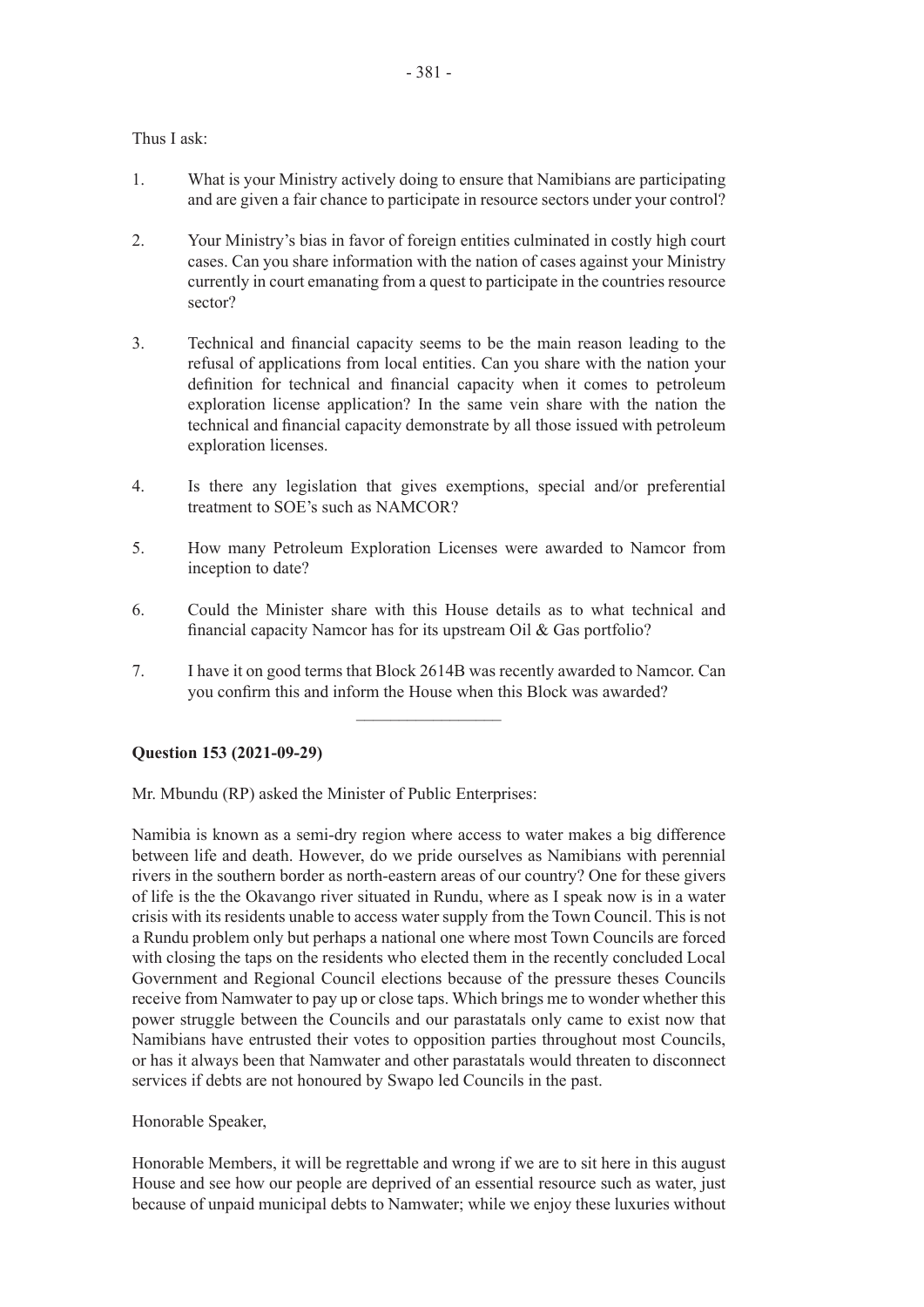Thus I ask:

1. What is your Ministry actively doing to ensure that Namibians are participating and are given a fair chance to participate in resource sectors under your control?

2. Your Ministry's bias in favor of foreign entities culminated in costly high court cases. Can you share information with the nation of cases against your Ministry currently in court emanating from a quest to participate in the countries resource sector?

3. Technical and financial capacity seems to be the main reason leading to the refusal of applications from local entities. Can you share with the nation your definition for technical and financial capacity when it comes to petroleum exploration license application? In the same vein share with the nation the technical and financial capacity demonstrate by all those issued with petroleum exploration licenses.

4. Is there any legislation that gives exemptions, special and/or preferential treatment to SOE's such as NAMCOR?

5. How many Petroleum Exploration Licenses were awarded to Namcor from inception to date?

6. Could the Minister share with this House details as to what technical and financial capacity Namcor has for its upstream Oil & Gas portfolio?

7. I have it on good terms that Block 2614B was recently awarded to Namcor. Can you confirm this and inform the House when this Block was awarded?

---

**Question 153 (2021-09-29)**

Mr. Mbundu (RP) asked the Minister of Public Enterprises:

Namibia is known as a semi-dry region where access to water makes a big difference between life and death. However, do we pride ourselves as Namibians with perennial rivers in the southern border as north-eastern areas of our country? One for these givers of life is the the Okavango river situated in Rundu, where as I speak now is in a water crisis with its residents unable to access water supply from the Town Council. This is not a Rundu problem only but perhaps a national one where most Town Councils are forced with closing the taps on the residents who elected them in the recently concluded Local Government and Regional Council elections because of the pressure theses Councils receive from Namwater to pay up or close taps. Which brings me to wonder whether this power struggle between the Councils and our parastatals only came to exist now that Namibians have entrusted their votes to opposition parties throughout most Councils, or has it always been that Namwater and other parastatals would threaten to disconnect services if debts are not honoured by Swapo led Councils in the past.

Honorable Speaker,

Honorable Members, it will be regrettable and wrong if we are to sit here in this august House and see how our people are deprived of an essential resource such as water, just because of unpaid municipal debts to Namwater; while we enjoy these luxuries without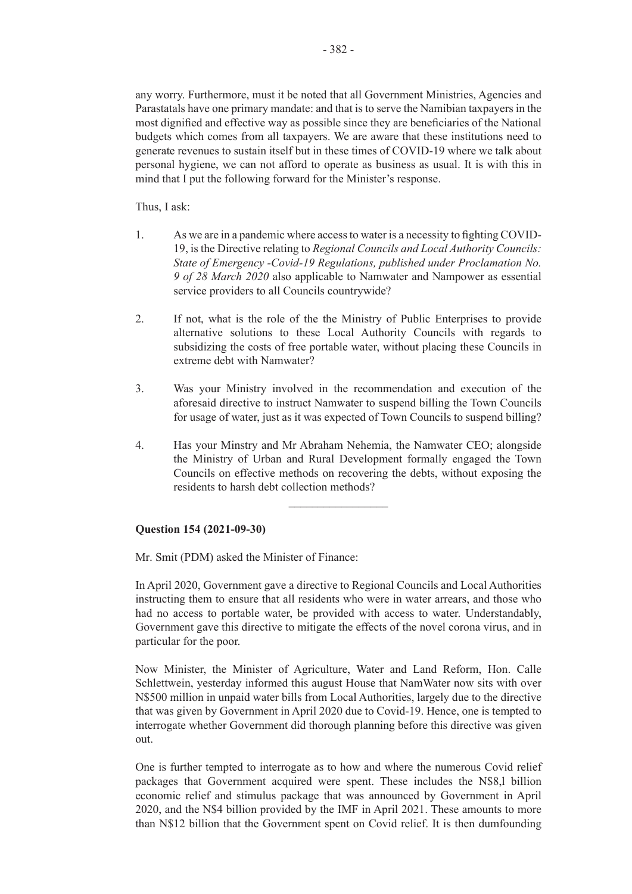any worry. Furthermore, must it be noted that all Government Ministries, Agencies and Parastatals have one primary mandate: and that is to serve the Namibian taxpayers in the most dignified and effective way as possible since they are beneficiaries of the National budgets which comes from all taxpayers. We are aware that these institutions need to generate revenues to sustain itself but in these times of COVID-19 where we talk about personal hygiene, we can not afford to operate as business as usual. It is with this in mind that I put the following forward for the Minister's response.

Thus, I ask:

1. As we are in a pandemic where access to water is a necessity to fighting COVID-19, is the Directive relating to *Regional Councils and Local Authority Councils: State of Emergency -Covid-19 Regulations, published under Proclamation No. 9 of 28 March 2020* also applicable to Namwater and Nampower as essential service providers to all Councils countrywide?

2. If not, what is the role of the the Ministry of Public Enterprises to provide alternative solutions to these Local Authority Councils with regards to subsidizing the costs of free portable water, without placing these Councils in extreme debt with Namwater?

3. Was your Ministry involved in the recommendation and execution of the aforesaid directive to instruct Namwater to suspend billing the Town Councils for usage of water, just as it was expected of Town Councils to suspend billing?

4. Has your Minstry and Mr Abraham Nehemia, the Namwater CEO; alongside the Ministry of Urban and Rural Development formally engaged the Town Councils on effective methods on recovering the debts, without exposing the residents to harsh debt collection methods?

---

**Question 154 (2021-09-30)**

Mr. Smit (PDM) asked the Minister of Finance:

In April 2020, Government gave a directive to Regional Councils and Local Authorities instructing them to ensure that all residents who were in water arrears, and those who had no access to portable water, be provided with access to water. Understandably, Government gave this directive to mitigate the effects of the novel corona virus, and in particular for the poor.

Now Minister, the Minister of Agriculture, Water and Land Reform, Hon. Calle Schlettwein, yesterday informed this august House that NamWater now sits with over N$500 million in unpaid water bills from Local Authorities, largely due to the directive that was given by Government in April 2020 due to Covid-19. Hence, one is tempted to interrogate whether Government did thorough planning before this directive was given out.

One is further tempted to interrogate as to how and where the numerous Covid relief packages that Government acquired were spent. These includes the N$8,l billion economic relief and stimulus package that was announced by Government in April 2020, and the N$4 billion provided by the IMF in April 2021. These amounts to more than N$12 billion that the Government spent on Covid relief. It is then dumfounding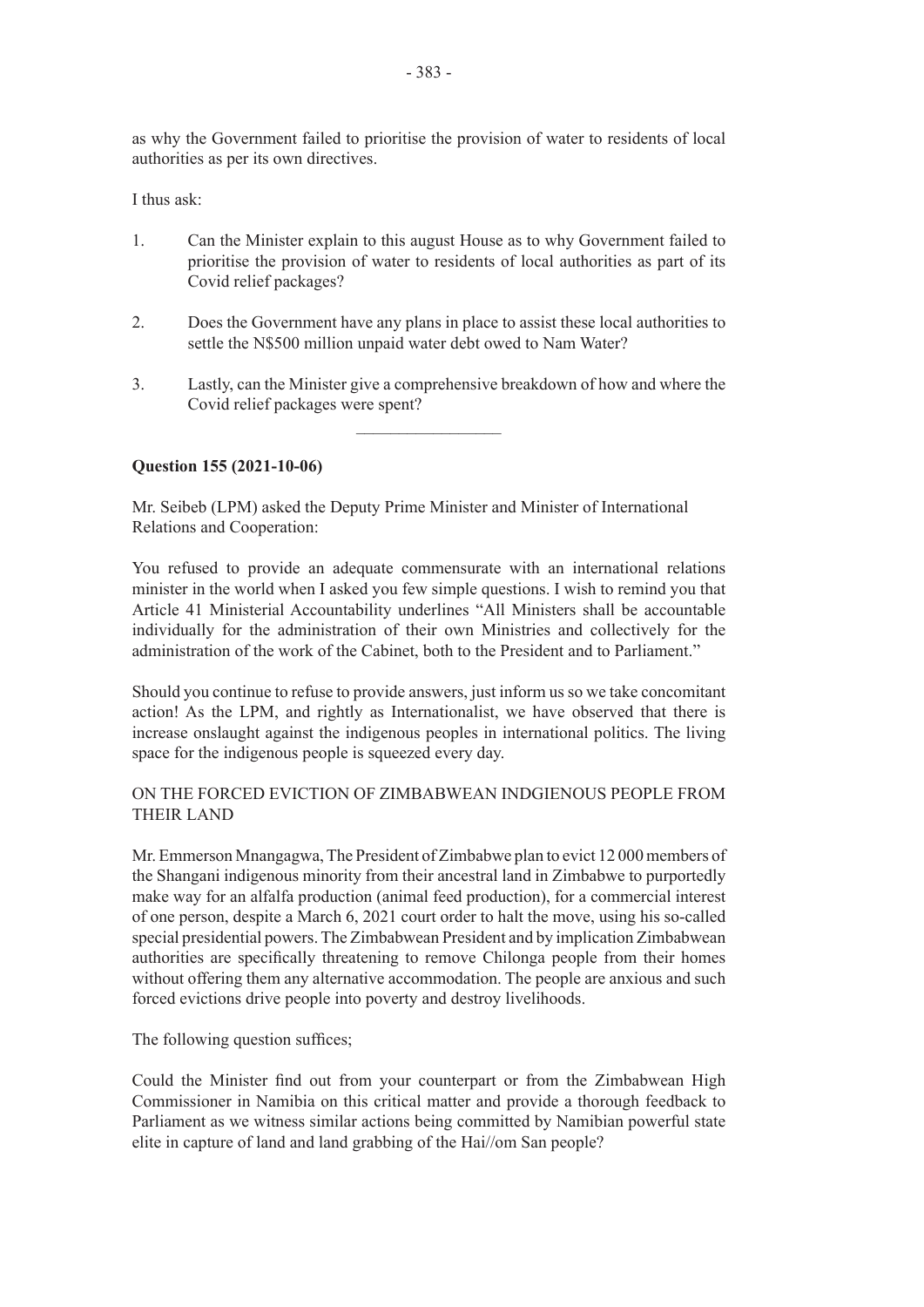as why the Government failed to prioritise the provision of water to residents of local authorities as per its own directives.

I thus ask:

1. Can the Minister explain to this august House as to why Government failed to prioritise the provision of water to residents of local authorities as part of its Covid relief packages?

2. Does the Government have any plans in place to assist these local authorities to settle the N$500 million unpaid water debt owed to Nam Water?

3. Lastly, can the Minister give a comprehensive breakdown of how and where the Covid relief packages were spent?

---

**Question 155 (2021-10-06)**

Mr. Seibeb (LPM) asked the Deputy Prime Minister and Minister of International Relations and Cooperation:

You refused to provide an adequate commensurate with an international relations minister in the world when I asked you few simple questions. I wish to remind you that Article 41 Ministerial Accountability underlines "All Ministers shall be accountable individually for the administration of their own Ministries and collectively for the administration of the work of the Cabinet, both to the President and to Parliament."

Should you continue to refuse to provide answers, just inform us so we take concomitant action! As the LPM, and rightly as Internationalist, we have observed that there is increase onslaught against the indigenous peoples in international politics. The living space for the indigenous people is squeezed every day.

ON THE FORCED EVICTION OF ZIMBABWEAN INDGIENOUS PEOPLE FROM THEIR LAND

Mr. Emmerson Mnangagwa, The President of Zimbabwe plan to evict 12 000 members of the Shangani indigenous minority from their ancestral land in Zimbabwe to purportedly make way for an alfalfa production (animal feed production), for a commercial interest of one person, despite a March 6, 2021 court order to halt the move, using his so-called special presidential powers. The Zimbabwean President and by implication Zimbabwean authorities are specifically threatening to remove Chilonga people from their homes without offering them any alternative accommodation. The people are anxious and such forced evictions drive people into poverty and destroy livelihoods.

The following question suffices;

Could the Minister find out from your counterpart or from the Zimbabwean High Commissioner in Namibia on this critical matter and provide a thorough feedback to Parliament as we witness similar actions being committed by Namibian powerful state elite in capture of land and land grabbing of the Hai//om San people?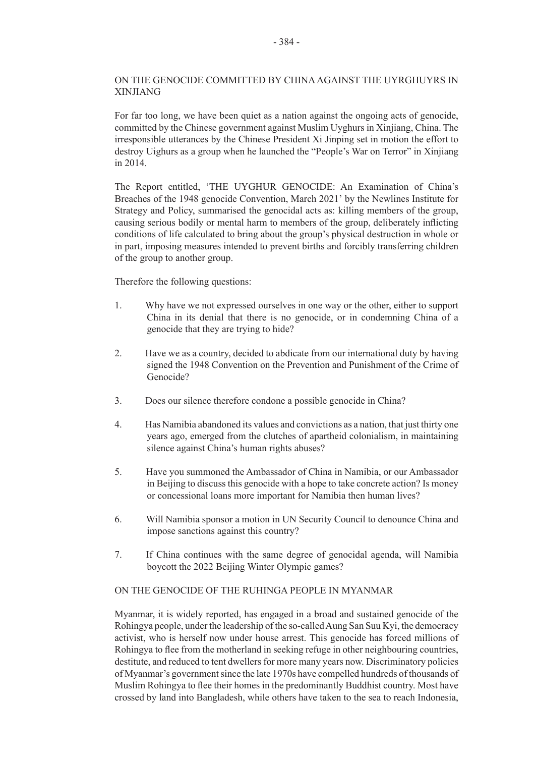## ON THE GENOCIDE COMMITTED BY CHINA AGAINST THE UYRGHUYRS IN XINJIANG

For far too long, we have been quiet as a nation against the ongoing acts of genocide, committed by the Chinese government against Muslim Uyghurs in Xinjiang, China. The irresponsible utterances by the Chinese President Xi Jinping set in motion the effort to destroy Uighurs as a group when he launched the "People's War on Terror" in Xinjiang in 2014.

The Report entitled, 'THE UYGHUR GENOCIDE: An Examination of China's Breaches of the 1948 genocide Convention, March 2021' by the Newlines Institute for Strategy and Policy, summarised the genocidal acts as: killing members of the group, causing serious bodily or mental harm to members of the group, deliberately inflicting conditions of life calculated to bring about the group's physical destruction in whole or in part, imposing measures intended to prevent births and forcibly transferring children of the group to another group.

Therefore the following questions:

1. Why have we not expressed ourselves in one way or the other, either to support China in its denial that there is no genocide, or in condemning China of a genocide that they are trying to hide?

2. Have we as a country, decided to abdicate from our international duty by having signed the 1948 Convention on the Prevention and Punishment of the Crime of Genocide?

3. Does our silence therefore condone a possible genocide in China?

4. Has Namibia abandoned its values and convictions as a nation, that just thirty one years ago, emerged from the clutches of apartheid colonialism, in maintaining silence against China's human rights abuses?

5. Have you summoned the Ambassador of China in Namibia, or our Ambassador in Beijing to discuss this genocide with a hope to take concrete action? Is money or concessional loans more important for Namibia then human lives?

6. Will Namibia sponsor a motion in UN Security Council to denounce China and impose sanctions against this country?

7. If China continues with the same degree of genocidal agenda, will Namibia boycott the 2022 Beijing Winter Olympic games?

## ON THE GENOCIDE OF THE RUHINGA PEOPLE IN MYANMAR

Myanmar, it is widely reported, has engaged in a broad and sustained genocide of the Rohingya people, under the leadership of the so-called Aung San Suu Kyi, the democracy activist, who is herself now under house arrest. This genocide has forced millions of Rohingya to flee from the motherland in seeking refuge in other neighbouring countries, destitute, and reduced to tent dwellers for more many years now. Discriminatory policies of Myanmar's government since the late 1970s have compelled hundreds of thousands of Muslim Rohingya to flee their homes in the predominantly Buddhist country. Most have crossed by land into Bangladesh, while others have taken to the sea to reach Indonesia,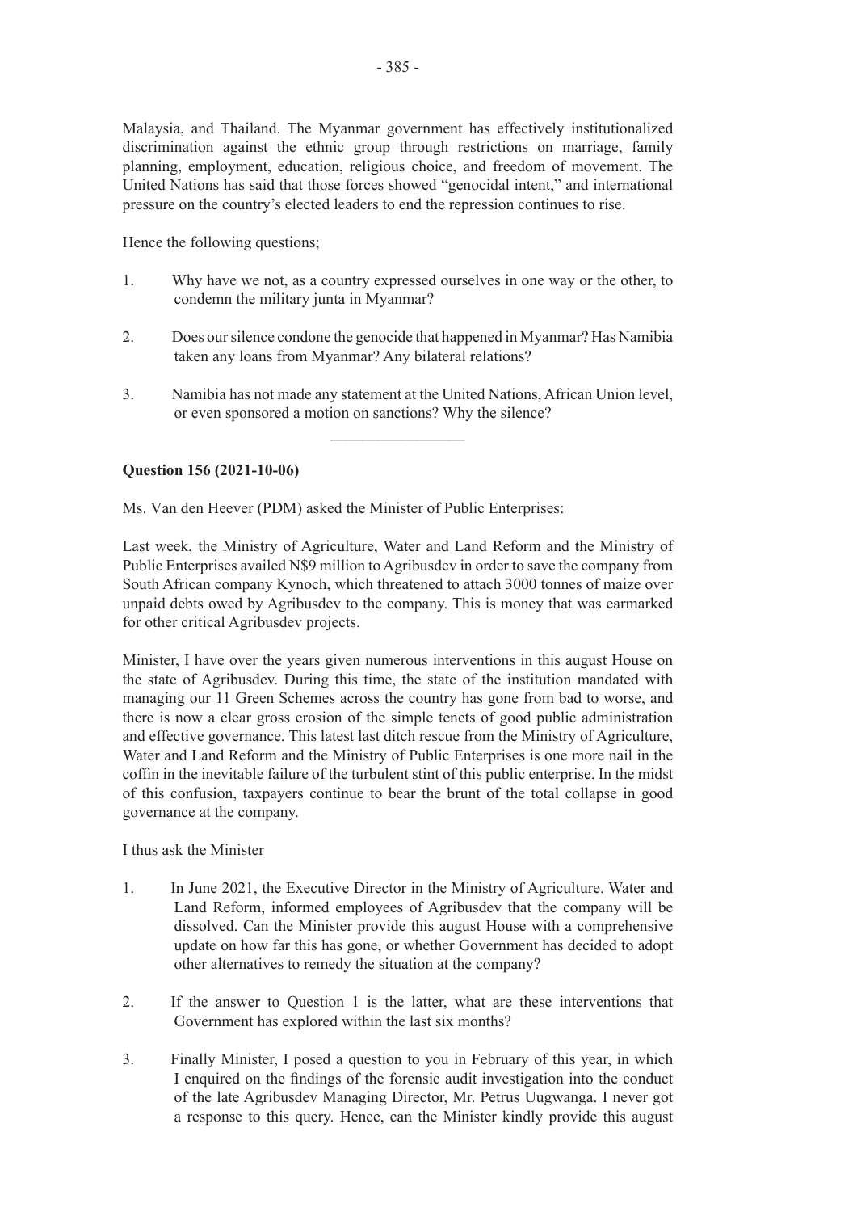Malaysia, and Thailand. The Myanmar government has effectively institutionalized discrimination against the ethnic group through restrictions on marriage, family planning, employment, education, religious choice, and freedom of movement. The United Nations has said that those forces showed "genocidal intent," and international pressure on the country's elected leaders to end the repression continues to rise.

Hence the following questions;

1. Why have we not, as a country expressed ourselves in one way or the other, to condemn the military junta in Myanmar?

2. Does our silence condone the genocide that happened in Myanmar? Has Namibia taken any loans from Myanmar? Any bilateral relations?

3. Namibia has not made any statement at the United Nations, African Union level, or even sponsored a motion on sanctions? Why the silence?

---

**Question 156 (2021-10-06)**

Ms. Van den Heever (PDM) asked the Minister of Public Enterprises:

Last week, the Ministry of Agriculture, Water and Land Reform and the Ministry of Public Enterprises availed N$9 million to Agribusdev in order to save the company from South African company Kynoch, which threatened to attach 3000 tonnes of maize over unpaid debts owed by Agribusdev to the company. This is money that was earmarked for other critical Agribusdev projects.

Minister, I have over the years given numerous interventions in this august House on the state of Agribusdev. During this time, the state of the institution mandated with managing our 11 Green Schemes across the country has gone from bad to worse, and there is now a clear gross erosion of the simple tenets of good public administration and effective governance. This latest last ditch rescue from the Ministry of Agriculture, Water and Land Reform and the Ministry of Public Enterprises is one more nail in the coffin in the inevitable failure of the turbulent stint of this public enterprise. In the midst of this confusion, taxpayers continue to bear the brunt of the total collapse in good governance at the company.

I thus ask the Minister

1. In June 2021, the Executive Director in the Ministry of Agriculture. Water and Land Reform, informed employees of Agribusdev that the company will be dissolved. Can the Minister provide this august House with a comprehensive update on how far this has gone, or whether Government has decided to adopt other alternatives to remedy the situation at the company?

2. If the answer to Question 1 is the latter, what are these interventions that Government has explored within the last six months?

3. Finally Minister, I posed a question to you in February of this year, in which I enquired on the findings of the forensic audit investigation into the conduct of the late Agribusdev Managing Director, Mr. Petrus Uugwanga. I never got a response to this query. Hence, can the Minister kindly provide this august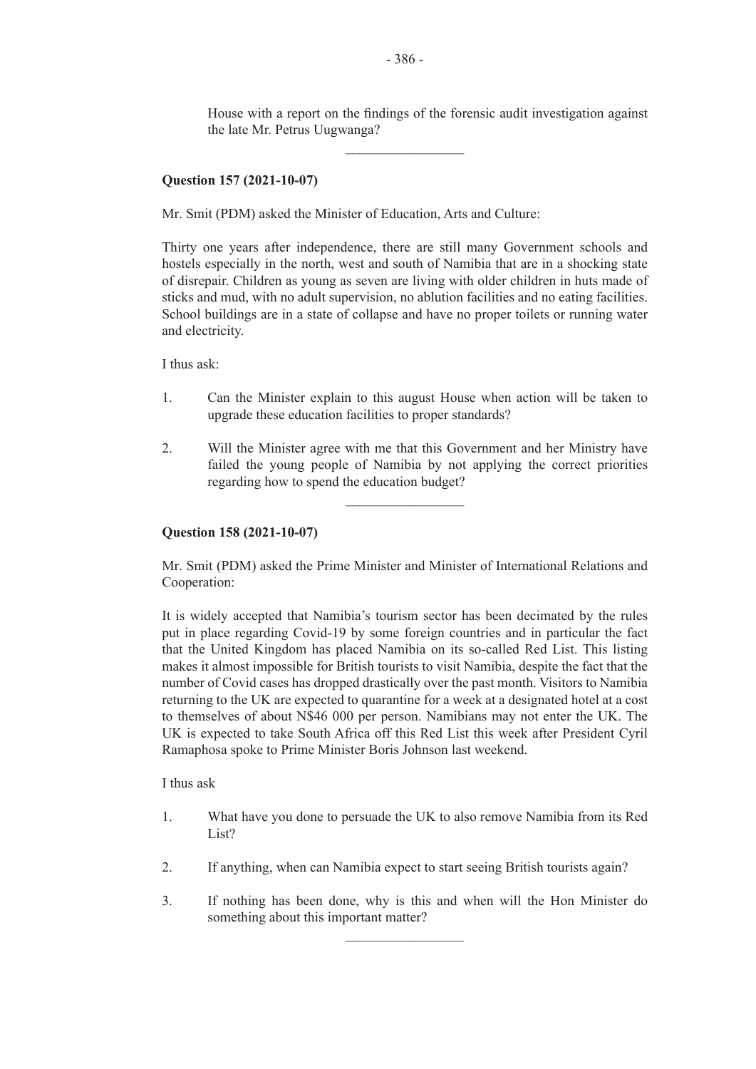House with a report on the findings of the forensic audit investigation against the late Mr. Petrus Uugwanga?

---

**Question 157 (2021-10-07)**

Mr. Smit (PDM) asked the Minister of Education, Arts and Culture:

Thirty one years after independence, there are still many Government schools and hostels especially in the north, west and south of Namibia that are in a shocking state of disrepair. Children as young as seven are living with older children in huts made of sticks and mud, with no adult supervision, no ablution facilities and no eating facilities. School buildings are in a state of collapse and have no proper toilets or running water and electricity.

I thus ask:

1. Can the Minister explain to this august House when action will be taken to upgrade these education facilities to proper standards?

2. Will the Minister agree with me that this Government and her Ministry have failed the young people of Namibia by not applying the correct priorities regarding how to spend the education budget?

---

**Question 158 (2021-10-07)**

Mr. Smit (PDM) asked the Prime Minister and Minister of International Relations and Cooperation:

It is widely accepted that Namibia's tourism sector has been decimated by the rules put in place regarding Covid-19 by some foreign countries and in particular the fact that the United Kingdom has placed Namibia on its so-called Red List. This listing makes it almost impossible for British tourists to visit Namibia, despite the fact that the number of Covid cases has dropped drastically over the past month. Visitors to Namibia returning to the UK are expected to quarantine for a week at a designated hotel at a cost to themselves of about N$46 000 per person. Namibians may not enter the UK. The UK is expected to take South Africa off this Red List this week after President Cyril Ramaphosa spoke to Prime Minister Boris Johnson last weekend.

I thus ask

1. What have you done to persuade the UK to also remove Namibia from its Red List?

2. If anything, when can Namibia expect to start seeing British tourists again?

3. If nothing has been done, why is this and when will the Hon Minister do something about this important matter?

---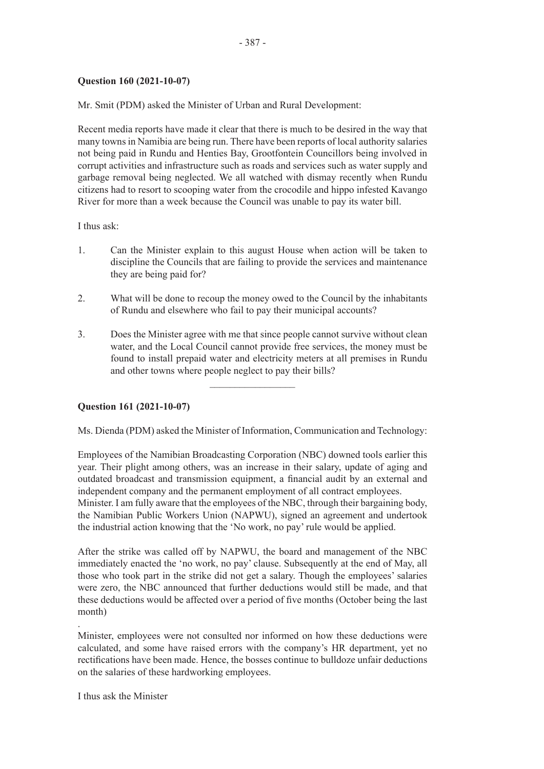**Question 160 (2021-10-07)**

Mr. Smit (PDM) asked the Minister of Urban and Rural Development:

Recent media reports have made it clear that there is much to be desired in the way that many towns in Namibia are being run. There have been reports of local authority salaries not being paid in Rundu and Henties Bay, Grootfontein Councillors being involved in corrupt activities and infrastructure such as roads and services such as water supply and garbage removal being neglected. We all watched with dismay recently when Rundu citizens had to resort to scooping water from the crocodile and hippo infested Kavango River for more than a week because the Council was unable to pay its water bill.

I thus ask:

1. Can the Minister explain to this august House when action will be taken to discipline the Councils that are failing to provide the services and maintenance they are being paid for?

2. What will be done to recoup the money owed to the Council by the inhabitants of Rundu and elsewhere who fail to pay their municipal accounts?

3. Does the Minister agree with me that since people cannot survive without clean water, and the Local Council cannot provide free services, the money must be found to install prepaid water and electricity meters at all premises in Rundu and other towns where people neglect to pay their bills?

---

**Question 161 (2021-10-07)**

Ms. Dienda (PDM) asked the Minister of Information, Communication and Technology:

Employees of the Namibian Broadcasting Corporation (NBC) downed tools earlier this year. Their plight among others, was an increase in their salary, update of aging and outdated broadcast and transmission equipment, a financial audit by an external and independent company and the permanent employment of all contract employees.
Minister. I am fully aware that the employees of the NBC, through their bargaining body, the Namibian Public Workers Union (NAPWU), signed an agreement and undertook the industrial action knowing that the 'No work, no pay' rule would be applied.

After the strike was called off by NAPWU, the board and management of the NBC immediately enacted the 'no work, no pay' clause. Subsequently at the end of May, all those who took part in the strike did not get a salary. Though the employees' salaries were zero, the NBC announced that further deductions would still be made, and that these deductions would be affected over a period of five months (October being the last month)

.
Minister, employees were not consulted nor informed on how these deductions were calculated, and some have raised errors with the company's HR department, yet no rectifications have been made. Hence, the bosses continue to bulldoze unfair deductions on the salaries of these hardworking employees.

I thus ask the Minister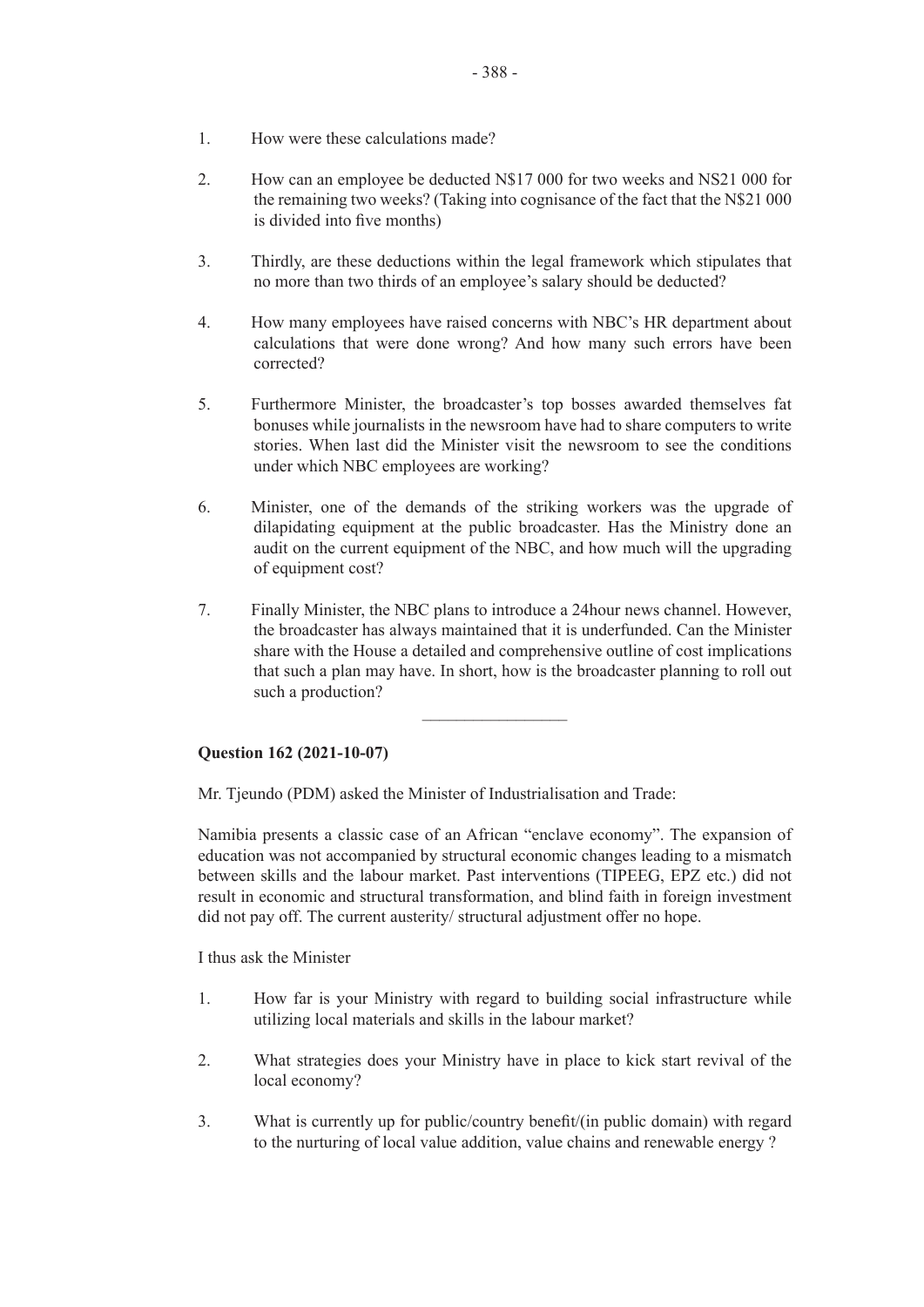1. How were these calculations made?

2. How can an employee be deducted N$17 000 for two weeks and NS21 000 for the remaining two weeks? (Taking into cognisance of the fact that the N$21 000 is divided into five months)

3. Thirdly, are these deductions within the legal framework which stipulates that no more than two thirds of an employee's salary should be deducted?

4. How many employees have raised concerns with NBC's HR department about calculations that were done wrong? And how many such errors have been corrected?

5. Furthermore Minister, the broadcaster's top bosses awarded themselves fat bonuses while journalists in the newsroom have had to share computers to write stories. When last did the Minister visit the newsroom to see the conditions under which NBC employees are working?

6. Minister, one of the demands of the striking workers was the upgrade of dilapidating equipment at the public broadcaster. Has the Ministry done an audit on the current equipment of the NBC, and how much will the upgrading of equipment cost?

7. Finally Minister, the NBC plans to introduce a 24hour news channel. However, the broadcaster has always maintained that it is underfunded. Can the Minister share with the House a detailed and comprehensive outline of cost implications that such a plan may have. In short, how is the broadcaster planning to roll out such a production?

---

**Question 162 (2021-10-07)**

Mr. Tjeundo (PDM) asked the Minister of Industrialisation and Trade:

Namibia presents a classic case of an African "enclave economy". The expansion of education was not accompanied by structural economic changes leading to a mismatch between skills and the labour market. Past interventions (TIPEEG, EPZ etc.) did not result in economic and structural transformation, and blind faith in foreign investment did not pay off. The current austerity/ structural adjustment offer no hope.

I thus ask the Minister

1. How far is your Ministry with regard to building social infrastructure while utilizing local materials and skills in the labour market?

2. What strategies does your Ministry have in place to kick start revival of the local economy?

3. What is currently up for public/country benefit/(in public domain) with regard to the nurturing of local value addition, value chains and renewable energy ?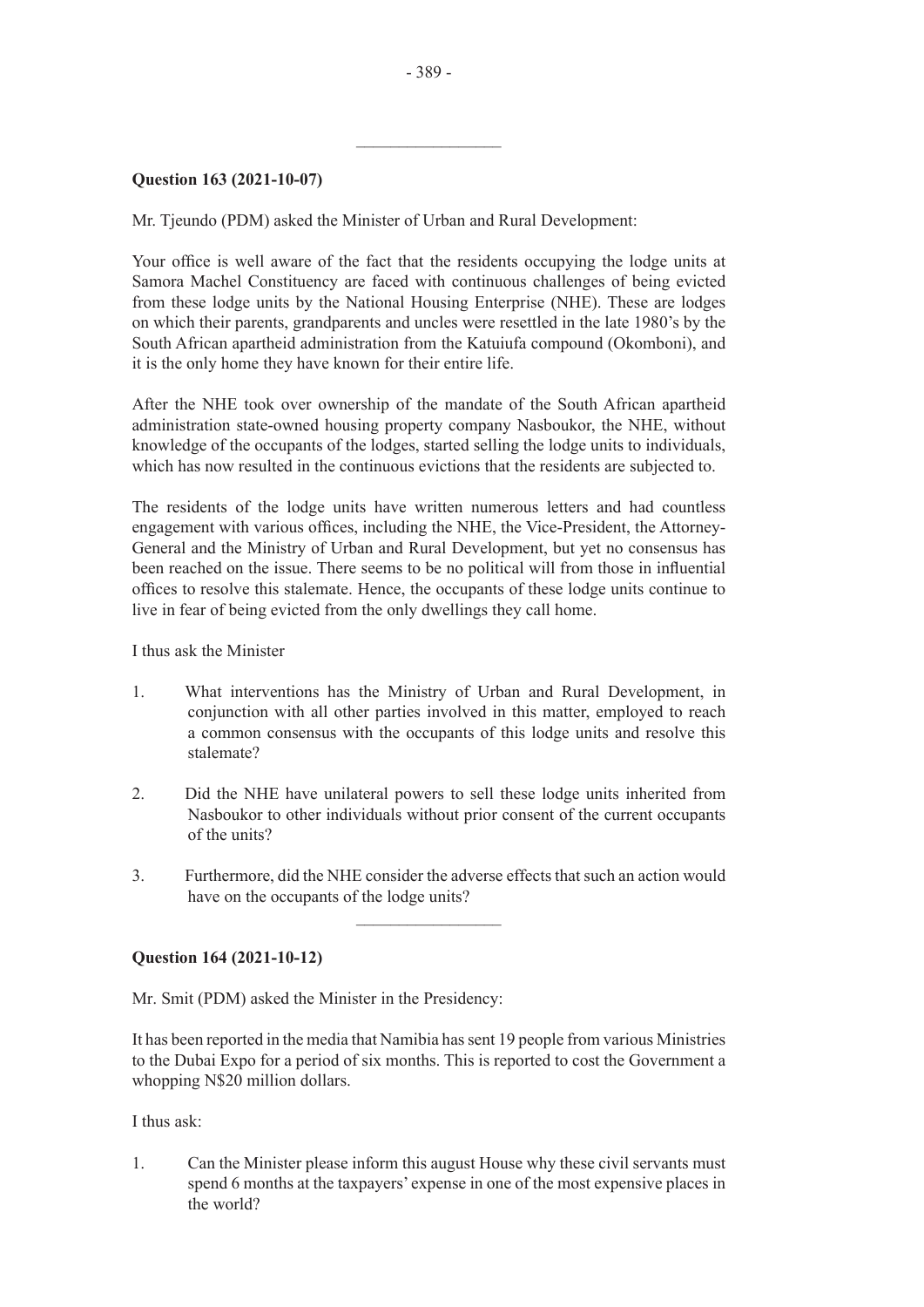---

**Question 163 (2021-10-07)**

Mr. Tjeundo (PDM) asked the Minister of Urban and Rural Development:

Your office is well aware of the fact that the residents occupying the lodge units at Samora Machel Constituency are faced with continuous challenges of being evicted from these lodge units by the National Housing Enterprise (NHE). These are lodges on which their parents, grandparents and uncles were resettled in the late 1980's by the South African apartheid administration from the Katuiufa compound (Okomboni), and it is the only home they have known for their entire life.

After the NHE took over ownership of the mandate of the South African apartheid administration state-owned housing property company Nasboukor, the NHE, without knowledge of the occupants of the lodges, started selling the lodge units to individuals, which has now resulted in the continuous evictions that the residents are subjected to.

The residents of the lodge units have written numerous letters and had countless engagement with various offices, including the NHE, the Vice-President, the Attorney-General and the Ministry of Urban and Rural Development, but yet no consensus has been reached on the issue. There seems to be no political will from those in influential offices to resolve this stalemate. Hence, the occupants of these lodge units continue to live in fear of being evicted from the only dwellings they call home.

I thus ask the Minister

1. What interventions has the Ministry of Urban and Rural Development, in conjunction with all other parties involved in this matter, employed to reach a common consensus with the occupants of this lodge units and resolve this stalemate?

2. Did the NHE have unilateral powers to sell these lodge units inherited from Nasboukor to other individuals without prior consent of the current occupants of the units?

3. Furthermore, did the NHE consider the adverse effects that such an action would have on the occupants of the lodge units?

---

**Question 164 (2021-10-12)**

Mr. Smit (PDM) asked the Minister in the Presidency:

It has been reported in the media that Namibia has sent 19 people from various Ministries to the Dubai Expo for a period of six months. This is reported to cost the Government a whopping N$20 million dollars.

I thus ask:

1. Can the Minister please inform this august House why these civil servants must spend 6 months at the taxpayers' expense in one of the most expensive places in the world?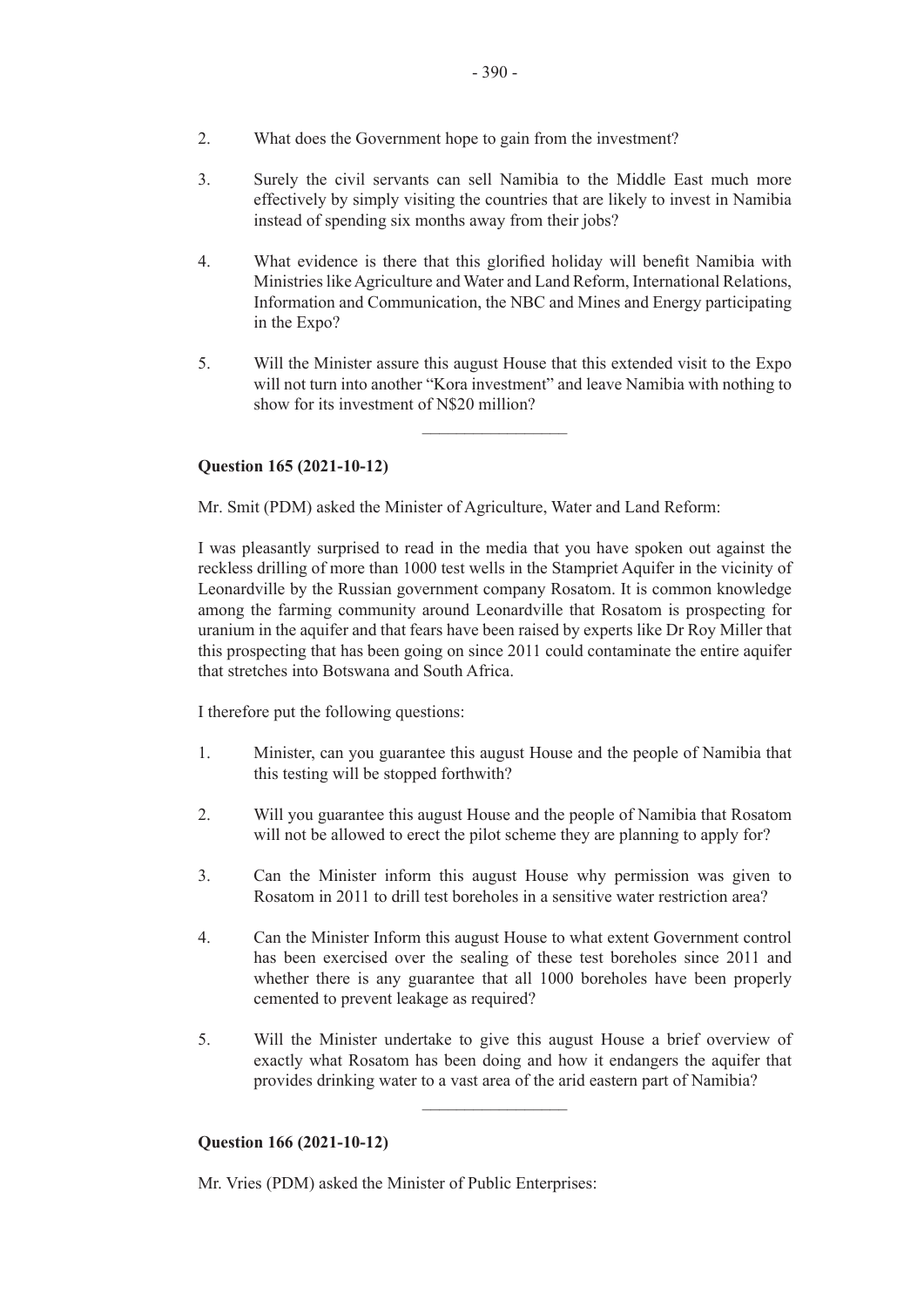2. What does the Government hope to gain from the investment?

3. Surely the civil servants can sell Namibia to the Middle East much more effectively by simply visiting the countries that are likely to invest in Namibia instead of spending six months away from their jobs?

4. What evidence is there that this glorified holiday will benefit Namibia with Ministries like Agriculture and Water and Land Reform, International Relations, Information and Communication, the NBC and Mines and Energy participating in the Expo?

5. Will the Minister assure this august House that this extended visit to the Expo will not turn into another "Kora investment" and leave Namibia with nothing to show for its investment of N$20 million?

---

**Question 165 (2021-10-12)**

Mr. Smit (PDM) asked the Minister of Agriculture, Water and Land Reform:

I was pleasantly surprised to read in the media that you have spoken out against the reckless drilling of more than 1000 test wells in the Stampriet Aquifer in the vicinity of Leonardville by the Russian government company Rosatom. It is common knowledge among the farming community around Leonardville that Rosatom is prospecting for uranium in the aquifer and that fears have been raised by experts like Dr Roy Miller that this prospecting that has been going on since 2011 could contaminate the entire aquifer that stretches into Botswana and South Africa.

I therefore put the following questions:

1. Minister, can you guarantee this august House and the people of Namibia that this testing will be stopped forthwith?

2. Will you guarantee this august House and the people of Namibia that Rosatom will not be allowed to erect the pilot scheme they are planning to apply for?

3. Can the Minister inform this august House why permission was given to Rosatom in 2011 to drill test boreholes in a sensitive water restriction area?

4. Can the Minister Inform this august House to what extent Government control has been exercised over the sealing of these test boreholes since 2011 and whether there is any guarantee that all 1000 boreholes have been properly cemented to prevent leakage as required?

5. Will the Minister undertake to give this august House a brief overview of exactly what Rosatom has been doing and how it endangers the aquifer that provides drinking water to a vast area of the arid eastern part of Namibia?

---

**Question 166 (2021-10-12)**

Mr. Vries (PDM) asked the Minister of Public Enterprises: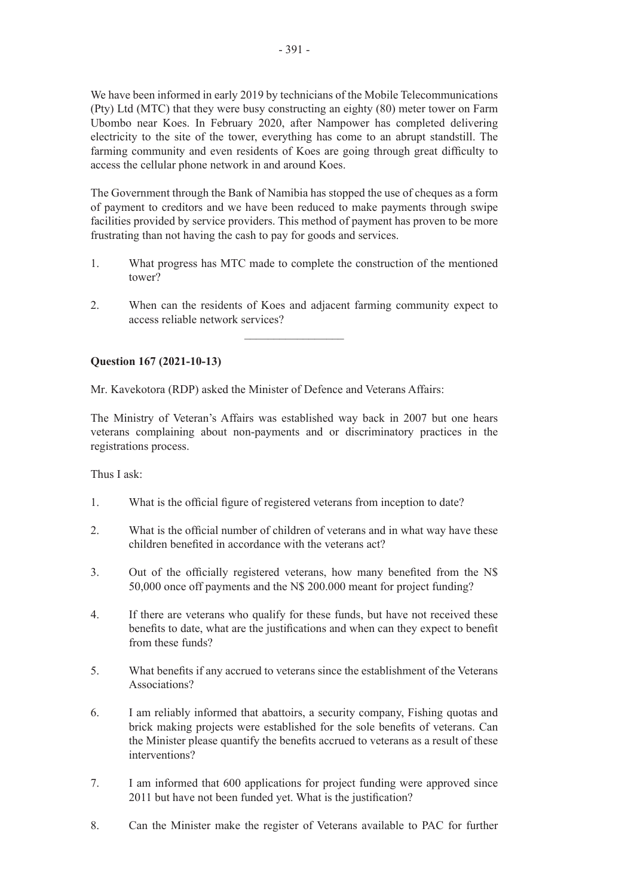We have been informed in early 2019 by technicians of the Mobile Telecommunications (Pty) Ltd (MTC) that they were busy constructing an eighty (80) meter tower on Farm Ubombo near Koes. In February 2020, after Nampower has completed delivering electricity to the site of the tower, everything has come to an abrupt standstill. The farming community and even residents of Koes are going through great difficulty to access the cellular phone network in and around Koes.

The Government through the Bank of Namibia has stopped the use of cheques as a form of payment to creditors and we have been reduced to make payments through swipe facilities provided by service providers. This method of payment has proven to be more frustrating than not having the cash to pay for goods and services.

1. What progress has MTC made to complete the construction of the mentioned tower?

2. When can the residents of Koes and adjacent farming community expect to access reliable network services?

---

**Question 167 (2021-10-13)**

Mr. Kavekotora (RDP) asked the Minister of Defence and Veterans Affairs:

The Ministry of Veteran's Affairs was established way back in 2007 but one hears veterans complaining about non-payments and or discriminatory practices in the registrations process.

Thus I ask:

1. What is the official figure of registered veterans from inception to date?

2. What is the official number of children of veterans and in what way have these children benefited in accordance with the veterans act?

3. Out of the officially registered veterans, how many benefited from the N$ 50,000 once off payments and the N$ 200.000 meant for project funding?

4. If there are veterans who qualify for these funds, but have not received these benefits to date, what are the justifications and when can they expect to benefit from these funds?

5. What benefits if any accrued to veterans since the establishment of the Veterans Associations?

6. I am reliably informed that abattoirs, a security company, Fishing quotas and brick making projects were established for the sole benefits of veterans. Can the Minister please quantify the benefits accrued to veterans as a result of these interventions?

7. I am informed that 600 applications for project funding were approved since 2011 but have not been funded yet. What is the justification?

8. Can the Minister make the register of Veterans available to PAC for further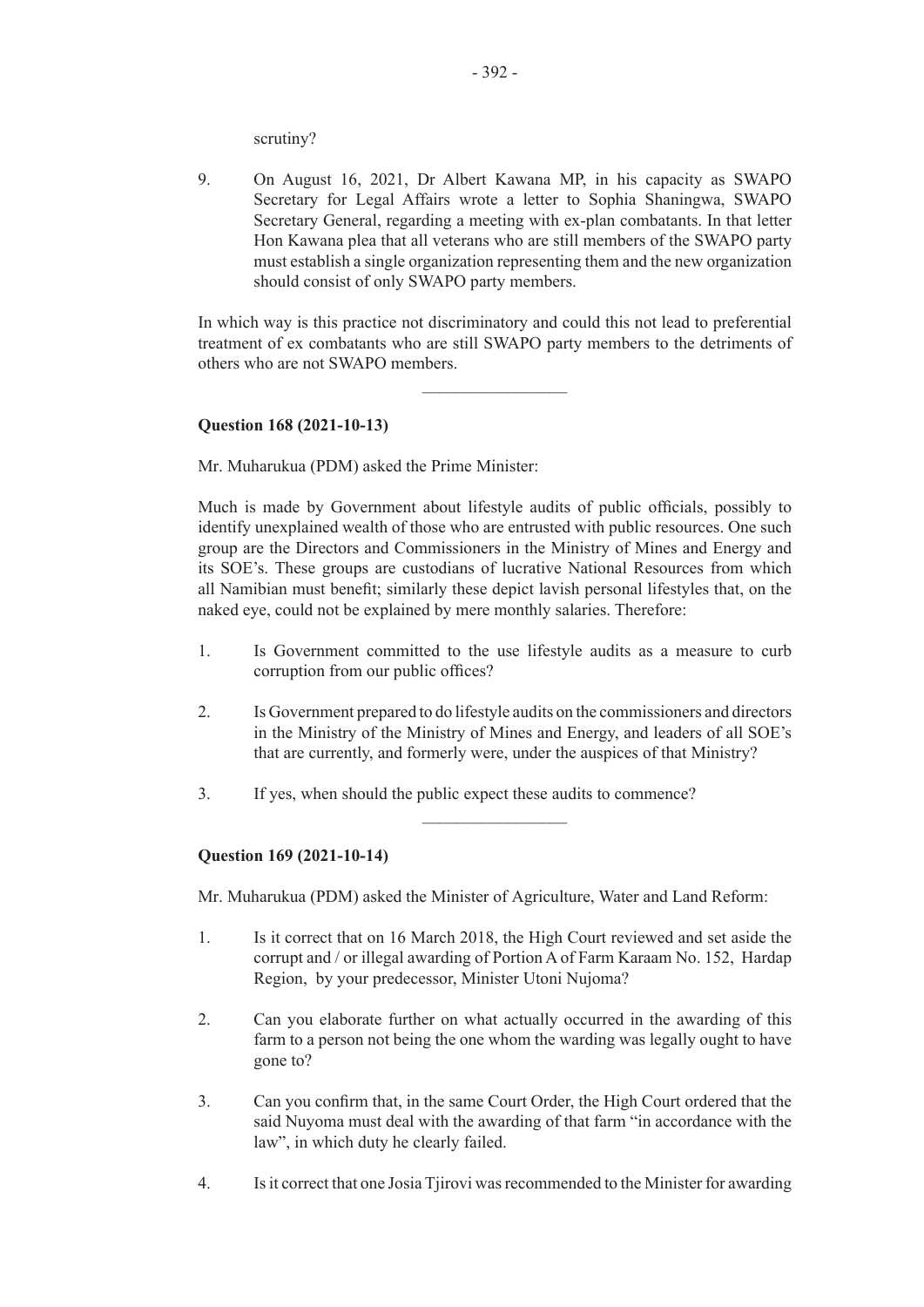scrutiny?

9. On August 16, 2021, Dr Albert Kawana MP, in his capacity as SWAPO Secretary for Legal Affairs wrote a letter to Sophia Shaningwa, SWAPO Secretary General, regarding a meeting with ex-plan combatants. In that letter Hon Kawana plea that all veterans who are still members of the SWAPO party must establish a single organization representing them and the new organization should consist of only SWAPO party members.

In which way is this practice not discriminatory and could this not lead to preferential treatment of ex combatants who are still SWAPO party members to the detriments of others who are not SWAPO members.

---

**Question 168 (2021-10-13)**

Mr. Muharukua (PDM) asked the Prime Minister:

Much is made by Government about lifestyle audits of public officials, possibly to identify unexplained wealth of those who are entrusted with public resources. One such group are the Directors and Commissioners in the Ministry of Mines and Energy and its SOE's. These groups are custodians of lucrative National Resources from which all Namibian must benefit; similarly these depict lavish personal lifestyles that, on the naked eye, could not be explained by mere monthly salaries. Therefore:

1. Is Government committed to the use lifestyle audits as a measure to curb corruption from our public offices?

2. Is Government prepared to do lifestyle audits on the commissioners and directors in the Ministry of the Ministry of Mines and Energy, and leaders of all SOE's that are currently, and formerly were, under the auspices of that Ministry?

3. If yes, when should the public expect these audits to commence?

---

**Question 169 (2021-10-14)**

Mr. Muharukua (PDM) asked the Minister of Agriculture, Water and Land Reform:

1. Is it correct that on 16 March 2018, the High Court reviewed and set aside the corrupt and / or illegal awarding of Portion A of Farm Karaam No. 152, Hardap Region, by your predecessor, Minister Utoni Nujoma?

2. Can you elaborate further on what actually occurred in the awarding of this farm to a person not being the one whom the warding was legally ought to have gone to?

3. Can you confirm that, in the same Court Order, the High Court ordered that the said Nuyoma must deal with the awarding of that farm "in accordance with the law", in which duty he clearly failed.

4. Is it correct that one Josia Tjirovi was recommended to the Minister for awarding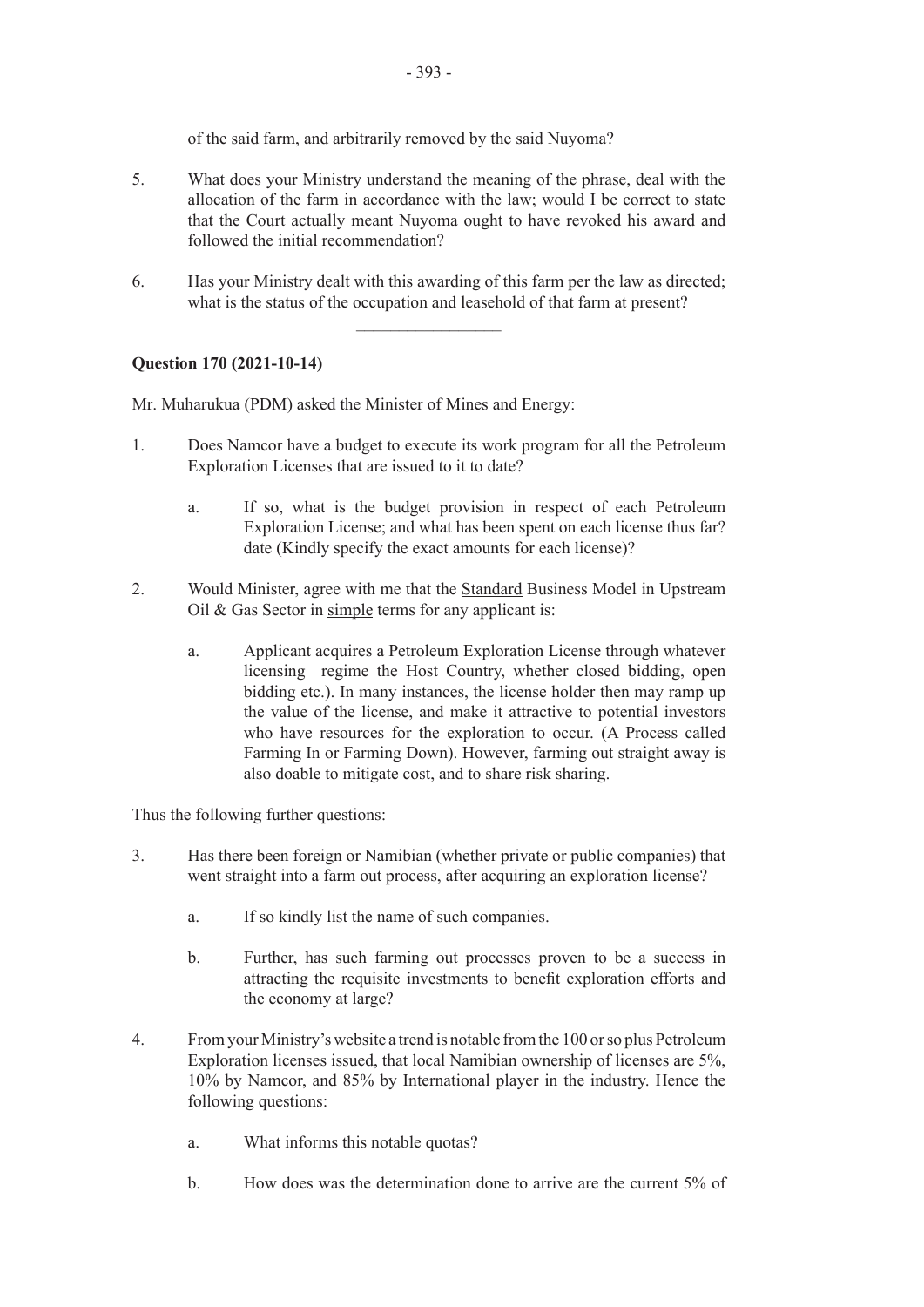of the said farm, and arbitrarily removed by the said Nuyoma?

5. What does your Ministry understand the meaning of the phrase, deal with the allocation of the farm in accordance with the law; would I be correct to state that the Court actually meant Nuyoma ought to have revoked his award and followed the initial recommendation?

6. Has your Ministry dealt with this awarding of this farm per the law as directed; what is the status of the occupation and leasehold of that farm at present?

---

**Question 170 (2021-10-14)**

Mr. Muharukua (PDM) asked the Minister of Mines and Energy:

1. Does Namcor have a budget to execute its work program for all the Petroleum Exploration Licenses that are issued to it to date?

   a. If so, what is the budget provision in respect of each Petroleum Exploration License; and what has been spent on each license thus far? date (Kindly specify the exact amounts for each license)?

2. Would Minister, agree with me that the <u>Standard</u> Business Model in Upstream Oil & Gas Sector in <u>simple</u> terms for any applicant is:

   a. Applicant acquires a Petroleum Exploration License through whatever licensing regime the Host Country, whether closed bidding, open bidding etc.). In many instances, the license holder then may ramp up the value of the license, and make it attractive to potential investors who have resources for the exploration to occur. (A Process called Farming In or Farming Down). However, farming out straight away is also doable to mitigate cost, and to share risk sharing.

Thus the following further questions:

3. Has there been foreign or Namibian (whether private or public companies) that went straight into a farm out process, after acquiring an exploration license?

   a. If so kindly list the name of such companies.

   b. Further, has such farming out processes proven to be a success in attracting the requisite investments to benefit exploration efforts and the economy at large?

4. From your Ministry's website a trend is notable from the 100 or so plus Petroleum Exploration licenses issued, that local Namibian ownership of licenses are 5%, 10% by Namcor, and 85% by International player in the industry. Hence the following questions:

   a. What informs this notable quotas?

   b. How does was the determination done to arrive are the current 5% of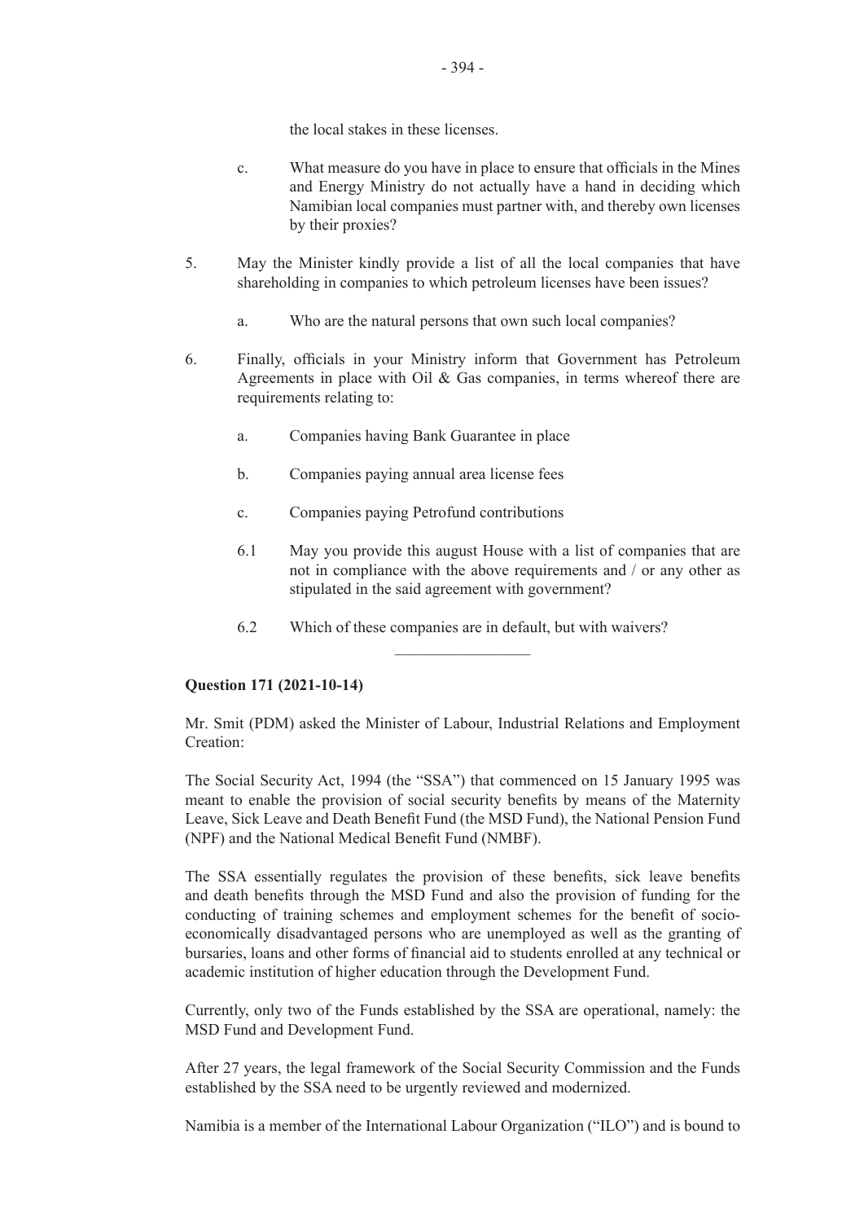the local stakes in these licenses.

c. What measure do you have in place to ensure that officials in the Mines and Energy Ministry do not actually have a hand in deciding which Namibian local companies must partner with, and thereby own licenses by their proxies?

5. May the Minister kindly provide a list of all the local companies that have shareholding in companies to which petroleum licenses have been issues?

   a. Who are the natural persons that own such local companies?

6. Finally, officials in your Ministry inform that Government has Petroleum Agreements in place with Oil & Gas companies, in terms whereof there are requirements relating to:

   a. Companies having Bank Guarantee in place

   b. Companies paying annual area license fees

   c. Companies paying Petrofund contributions

   6.1 May you provide this august House with a list of companies that are not in compliance with the above requirements and / or any other as stipulated in the said agreement with government?

   6.2 Which of these companies are in default, but with waivers?

---

**Question 171 (2021-10-14)**

Mr. Smit (PDM) asked the Minister of Labour, Industrial Relations and Employment Creation:

The Social Security Act, 1994 (the "SSA") that commenced on 15 January 1995 was meant to enable the provision of social security benefits by means of the Maternity Leave, Sick Leave and Death Benefit Fund (the MSD Fund), the National Pension Fund (NPF) and the National Medical Benefit Fund (NMBF).

The SSA essentially regulates the provision of these benefits, sick leave benefits and death benefits through the MSD Fund and also the provision of funding for the conducting of training schemes and employment schemes for the benefit of socio-economically disadvantaged persons who are unemployed as well as the granting of bursaries, loans and other forms of financial aid to students enrolled at any technical or academic institution of higher education through the Development Fund.

Currently, only two of the Funds established by the SSA are operational, namely: the MSD Fund and Development Fund.

After 27 years, the legal framework of the Social Security Commission and the Funds established by the SSA need to be urgently reviewed and modernized.

Namibia is a member of the International Labour Organization ("ILO") and is bound to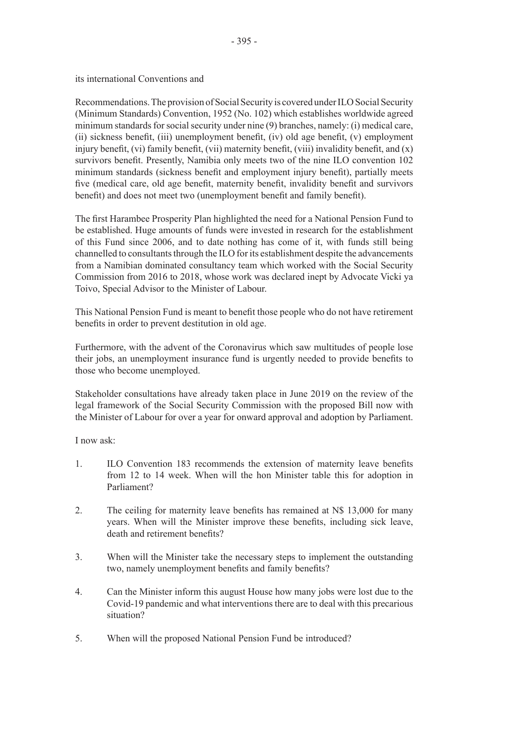its international Conventions and

Recommendations. The provision of Social Security is covered under ILO Social Security (Minimum Standards) Convention, 1952 (No. 102) which establishes worldwide agreed minimum standards for social security under nine (9) branches, namely: (i) medical care, (ii) sickness benefit, (iii) unemployment benefit, (iv) old age benefit, (v) employment injury benefit, (vi) family benefit, (vii) maternity benefit, (viii) invalidity benefit, and (x) survivors benefit. Presently, Namibia only meets two of the nine ILO convention 102 minimum standards (sickness benefit and employment injury benefit), partially meets five (medical care, old age benefit, maternity benefit, invalidity benefit and survivors benefit) and does not meet two (unemployment benefit and family benefit).

The first Harambee Prosperity Plan highlighted the need for a National Pension Fund to be established. Huge amounts of funds were invested in research for the establishment of this Fund since 2006, and to date nothing has come of it, with funds still being channelled to consultants through the ILO for its establishment despite the advancements from a Namibian dominated consultancy team which worked with the Social Security Commission from 2016 to 2018, whose work was declared inept by Advocate Vicki ya Toivo, Special Advisor to the Minister of Labour.

This National Pension Fund is meant to benefit those people who do not have retirement benefits in order to prevent destitution in old age.

Furthermore, with the advent of the Coronavirus which saw multitudes of people lose their jobs, an unemployment insurance fund is urgently needed to provide benefits to those who become unemployed.

Stakeholder consultations have already taken place in June 2019 on the review of the legal framework of the Social Security Commission with the proposed Bill now with the Minister of Labour for over a year for onward approval and adoption by Parliament.

I now ask:

1. ILO Convention 183 recommends the extension of maternity leave benefits from 12 to 14 week. When will the hon Minister table this for adoption in Parliament?

2. The ceiling for maternity leave benefits has remained at N$ 13,000 for many years. When will the Minister improve these benefits, including sick leave, death and retirement benefits?

3. When will the Minister take the necessary steps to implement the outstanding two, namely unemployment benefits and family benefits?

4. Can the Minister inform this august House how many jobs were lost due to the Covid-19 pandemic and what interventions there are to deal with this precarious situation?

5. When will the proposed National Pension Fund be introduced?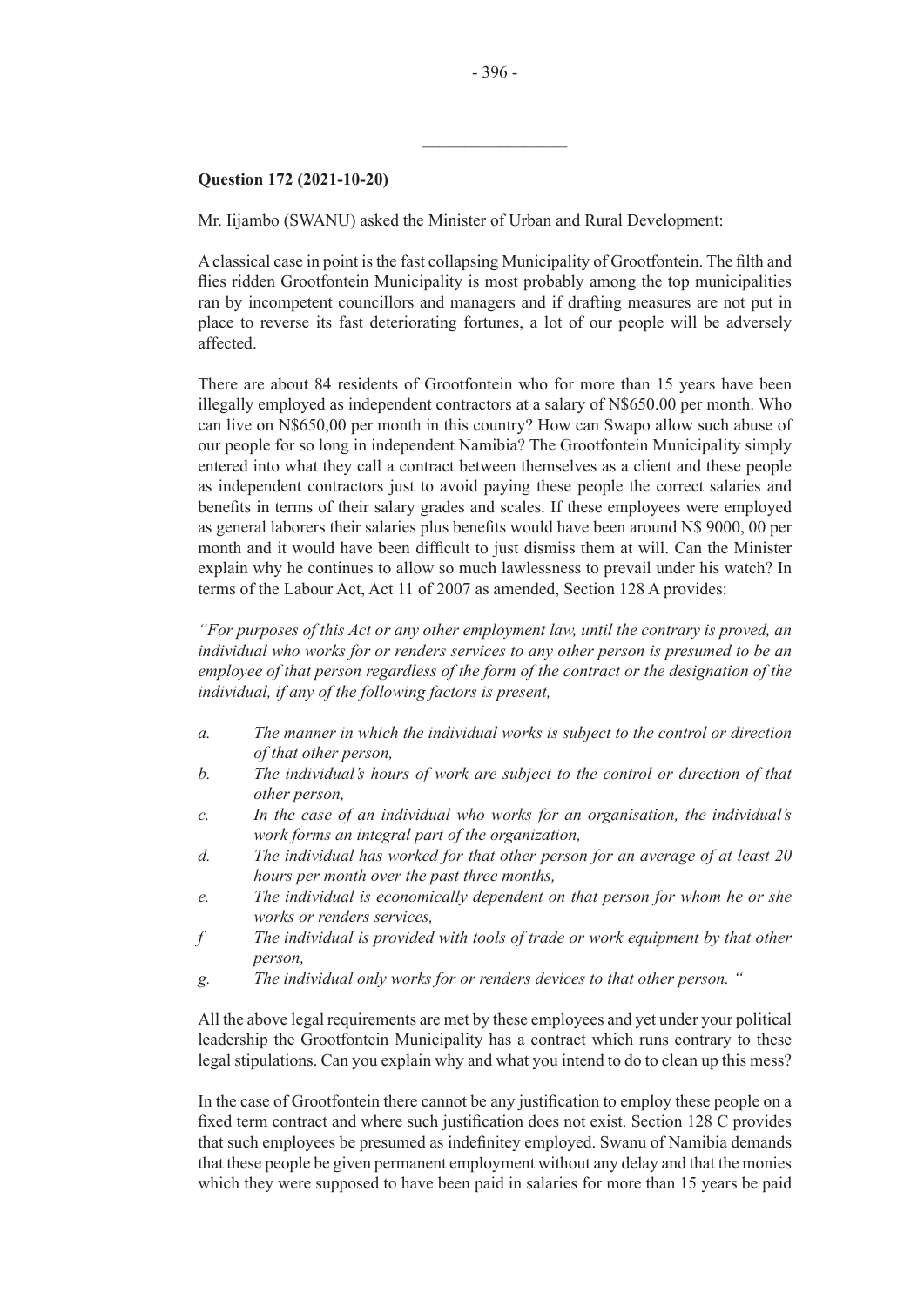**Question 172 (2021-10-20)**

Mr. Iijambo (SWANU) asked the Minister of Urban and Rural Development:

A classical case in point is the fast collapsing Municipality of Grootfontein. The filth and flies ridden Grootfontein Municipality is most probably among the top municipalities ran by incompetent councillors and managers and if drafting measures are not put in place to reverse its fast deteriorating fortunes, a lot of our people will be adversely affected.

There are about 84 residents of Grootfontein who for more than 15 years have been illegally employed as independent contractors at a salary of N$650.00 per month. Who can live on N$650,00 per month in this country? How can Swapo allow such abuse of our people for so long in independent Namibia? The Grootfontein Municipality simply entered into what they call a contract between themselves as a client and these people as independent contractors just to avoid paying these people the correct salaries and benefits in terms of their salary grades and scales. If these employees were employed as general laborers their salaries plus benefits would have been around N$ 9000, 00 per month and it would have been difficult to just dismiss them at will. Can the Minister explain why he continues to allow so much lawlessness to prevail under his watch? In terms of the Labour Act, Act 11 of 2007 as amended, Section 128 A provides:

*"For purposes of this Act or any other employment law, until the contrary is proved, an individual who works for or renders services to any other person is presumed to be an employee of that person regardless of the form of the contract or the designation of the individual, if any of the following factors is present,*

- *a. The manner in which the individual works is subject to the control or direction of that other person,*
- *b. The individual's hours of work are subject to the control or direction of that other person,*
- *c. In the case of an individual who works for an organisation, the individual's work forms an integral part of the organization,*
- *d. The individual has worked for that other person for an average of at least 20 hours per month over the past three months,*
- *e. The individual is economically dependent on that person for whom he or she works or renders services,*
- *f The individual is provided with tools of trade or work equipment by that other person,*
- *g. The individual only works for or renders devices to that other person. "*

All the above legal requirements are met by these employees and yet under your political leadership the Grootfontein Municipality has a contract which runs contrary to these legal stipulations. Can you explain why and what you intend to do to clean up this mess?

In the case of Grootfontein there cannot be any justification to employ these people on a fixed term contract and where such justification does not exist. Section 128 C provides that such employees be presumed as indefinitey employed. Swanu of Namibia demands that these people be given permanent employment without any delay and that the monies which they were supposed to have been paid in salaries for more than 15 years be paid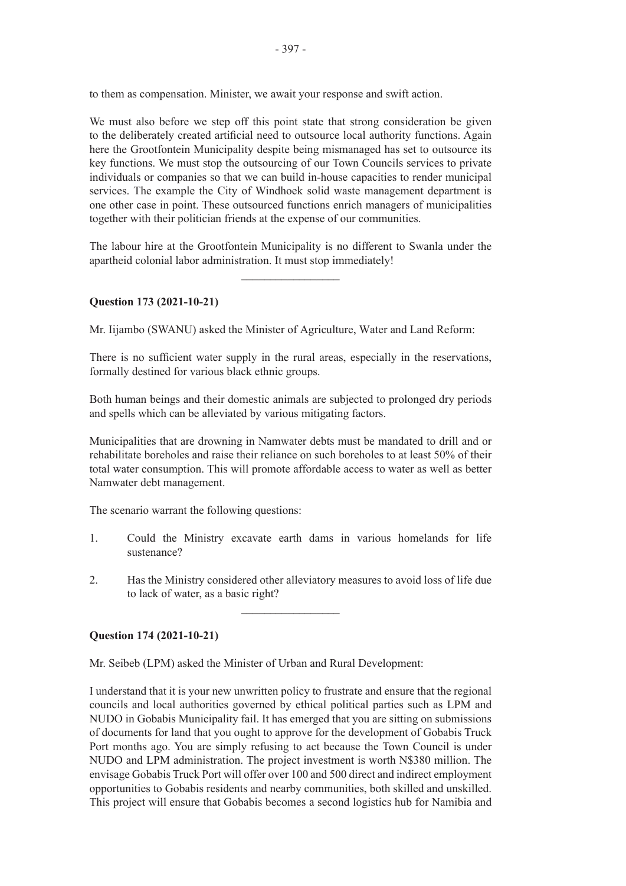to them as compensation. Minister, we await your response and swift action.

We must also before we step off this point state that strong consideration be given to the deliberately created artificial need to outsource local authority functions. Again here the Grootfontein Municipality despite being mismanaged has set to outsource its key functions. We must stop the outsourcing of our Town Councils services to private individuals or companies so that we can build in-house capacities to render municipal services. The example the City of Windhoek solid waste management department is one other case in point. These outsourced functions enrich managers of municipalities together with their politician friends at the expense of our communities.

The labour hire at the Grootfontein Municipality is no different to Swanla under the apartheid colonial labor administration. It must stop immediately!

---

**Question 173 (2021-10-21)**

Mr. Iijambo (SWANU) asked the Minister of Agriculture, Water and Land Reform:

There is no sufficient water supply in the rural areas, especially in the reservations, formally destined for various black ethnic groups.

Both human beings and their domestic animals are subjected to prolonged dry periods and spells which can be alleviated by various mitigating factors.

Municipalities that are drowning in Namwater debts must be mandated to drill and or rehabilitate boreholes and raise their reliance on such boreholes to at least 50% of their total water consumption. This will promote affordable access to water as well as better Namwater debt management.

The scenario warrant the following questions:

1. Could the Ministry excavate earth dams in various homelands for life sustenance?

2. Has the Ministry considered other alleviatory measures to avoid loss of life due to lack of water, as a basic right?

---

**Question 174 (2021-10-21)**

Mr. Seibeb (LPM) asked the Minister of Urban and Rural Development:

I understand that it is your new unwritten policy to frustrate and ensure that the regional councils and local authorities governed by ethical political parties such as LPM and NUDO in Gobabis Municipality fail. It has emerged that you are sitting on submissions of documents for land that you ought to approve for the development of Gobabis Truck Port months ago. You are simply refusing to act because the Town Council is under NUDO and LPM administration. The project investment is worth N$380 million. The envisage Gobabis Truck Port will offer over 100 and 500 direct and indirect employment opportunities to Gobabis residents and nearby communities, both skilled and unskilled. This project will ensure that Gobabis becomes a second logistics hub for Namibia and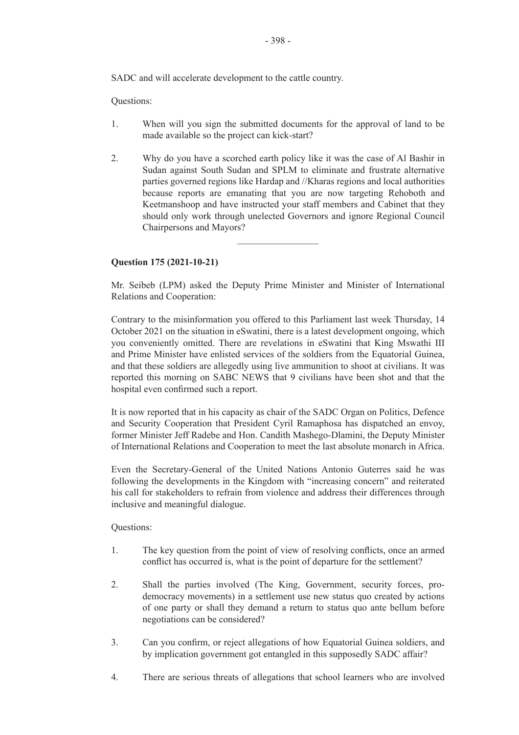SADC and will accelerate development to the cattle country.

Questions:

1. When will you sign the submitted documents for the approval of land to be made available so the project can kick-start?

2. Why do you have a scorched earth policy like it was the case of Al Bashir in Sudan against South Sudan and SPLM to eliminate and frustrate alternative parties governed regions like Hardap and //Kharas regions and local authorities because reports are emanating that you are now targeting Rehoboth and Keetmanshoop and have instructed your staff members and Cabinet that they should only work through unelected Governors and ignore Regional Council Chairpersons and Mayors?

---

**Question 175 (2021-10-21)**

Mr. Seibeb (LPM) asked the Deputy Prime Minister and Minister of International Relations and Cooperation:

Contrary to the misinformation you offered to this Parliament last week Thursday, 14 October 2021 on the situation in eSwatini, there is a latest development ongoing, which you conveniently omitted. There are revelations in eSwatini that King Mswathi III and Prime Minister have enlisted services of the soldiers from the Equatorial Guinea, and that these soldiers are allegedly using live ammunition to shoot at civilians. It was reported this morning on SABC NEWS that 9 civilians have been shot and that the hospital even confirmed such a report.

It is now reported that in his capacity as chair of the SADC Organ on Politics, Defence and Security Cooperation that President Cyril Ramaphosa has dispatched an envoy, former Minister Jeff Radebe and Hon. Candith Mashego-Dlamini, the Deputy Minister of International Relations and Cooperation to meet the last absolute monarch in Africa.

Even the Secretary-General of the United Nations Antonio Guterres said he was following the developments in the Kingdom with "increasing concern" and reiterated his call for stakeholders to refrain from violence and address their differences through inclusive and meaningful dialogue.

Questions:

1. The key question from the point of view of resolving conflicts, once an armed conflict has occurred is, what is the point of departure for the settlement?

2. Shall the parties involved (The King, Government, security forces, pro-democracy movements) in a settlement use new status quo created by actions of one party or shall they demand a return to status quo ante bellum before negotiations can be considered?

3. Can you confirm, or reject allegations of how Equatorial Guinea soldiers, and by implication government got entangled in this supposedly SADC affair?

4. There are serious threats of allegations that school learners who are involved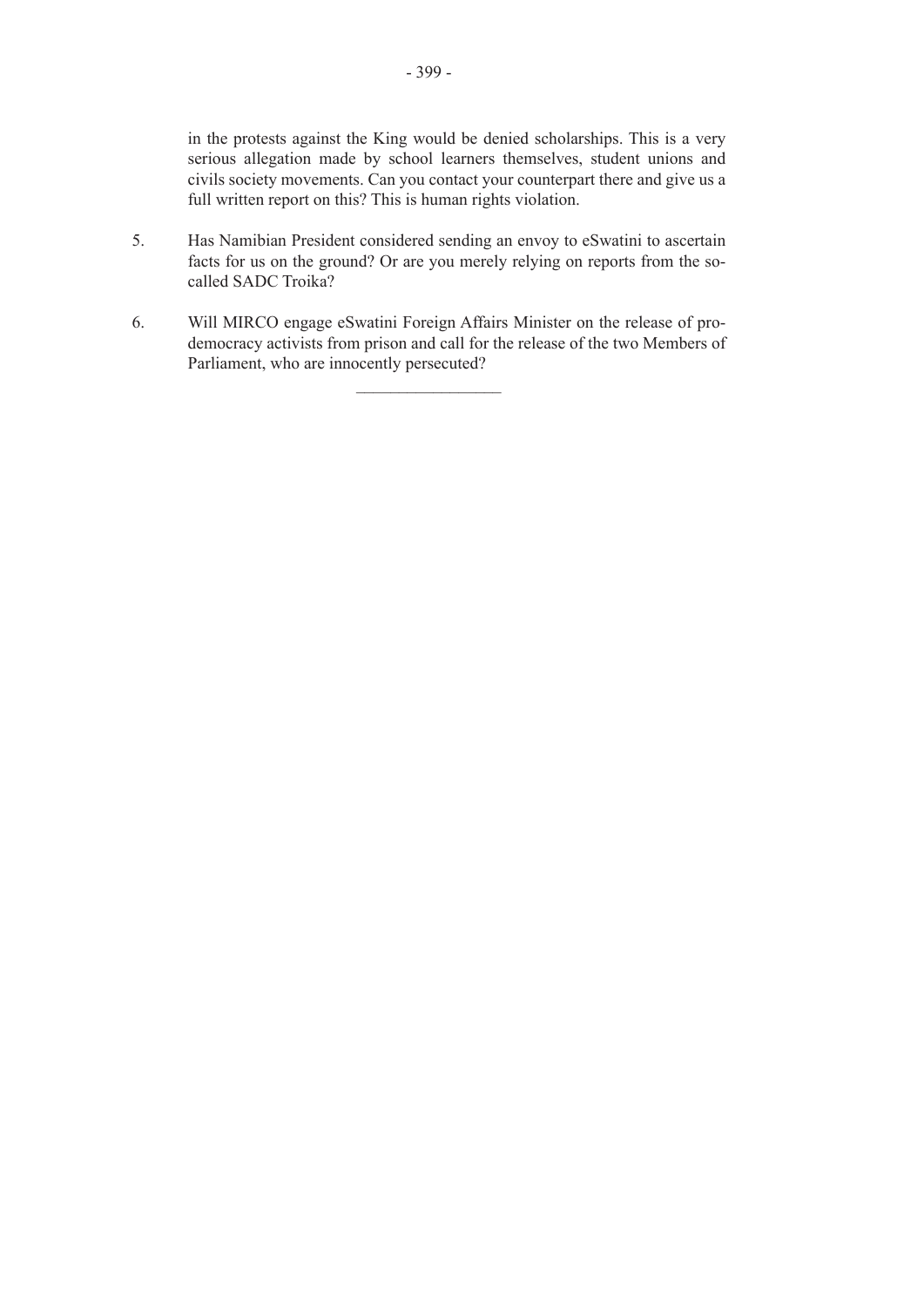in the protests against the King would be denied scholarships. This is a very serious allegation made by school learners themselves, student unions and civils society movements. Can you contact your counterpart there and give us a full written report on this? This is human rights violation.

5. Has Namibian President considered sending an envoy to eSwatini to ascertain facts for us on the ground? Or are you merely relying on reports from the so-called SADC Troika?

6. Will MIRCO engage eSwatini Foreign Affairs Minister on the release of pro-democracy activists from prison and call for the release of the two Members of Parliament, who are innocently persecuted?

---